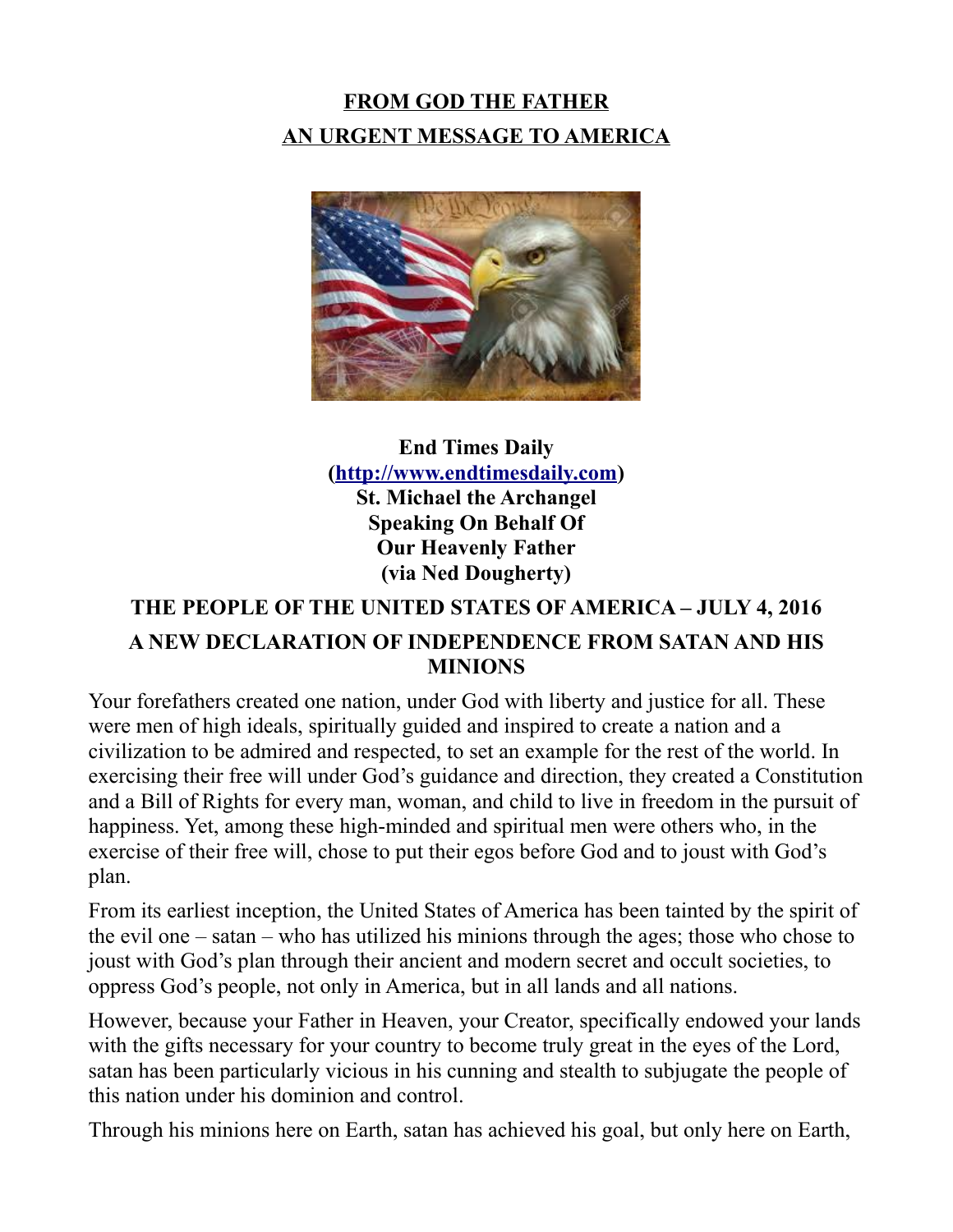# FROM GOD THE FATHER
# AN URGENT MESSAGE TO AMERICA

**End Times Daily**
**([http://www.endtimesdaily.com](http://www.endtimesdaily.com))**
**St. Michael the Archangel**
**Speaking On Behalf Of**
**Our Heavenly Father**
**(via Ned Dougherty)**

## THE PEOPLE OF THE UNITED STATES OF AMERICA – JULY 4, 2016

## A NEW DECLARATION OF INDEPENDENCE FROM SATAN AND HIS MINIONS

Your forefathers created one nation, under God with liberty and justice for all. These were men of high ideals, spiritually guided and inspired to create a nation and a civilization to be admired and respected, to set an example for the rest of the world. In exercising their free will under God's guidance and direction, they created a Constitution and a Bill of Rights for every man, woman, and child to live in freedom in the pursuit of happiness. Yet, among these high-minded and spiritual men were others who, in the exercise of their free will, chose to put their egos before God and to joust with God's plan.

From its earliest inception, the United States of America has been tainted by the spirit of the evil one – satan – who has utilized his minions through the ages; those who chose to joust with God's plan through their ancient and modern secret and occult societies, to oppress God's people, not only in America, but in all lands and all nations.

However, because your Father in Heaven, your Creator, specifically endowed your lands with the gifts necessary for your country to become truly great in the eyes of the Lord, satan has been particularly vicious in his cunning and stealth to subjugate the people of this nation under his dominion and control.

Through his minions here on Earth, satan has achieved his goal, but only here on Earth,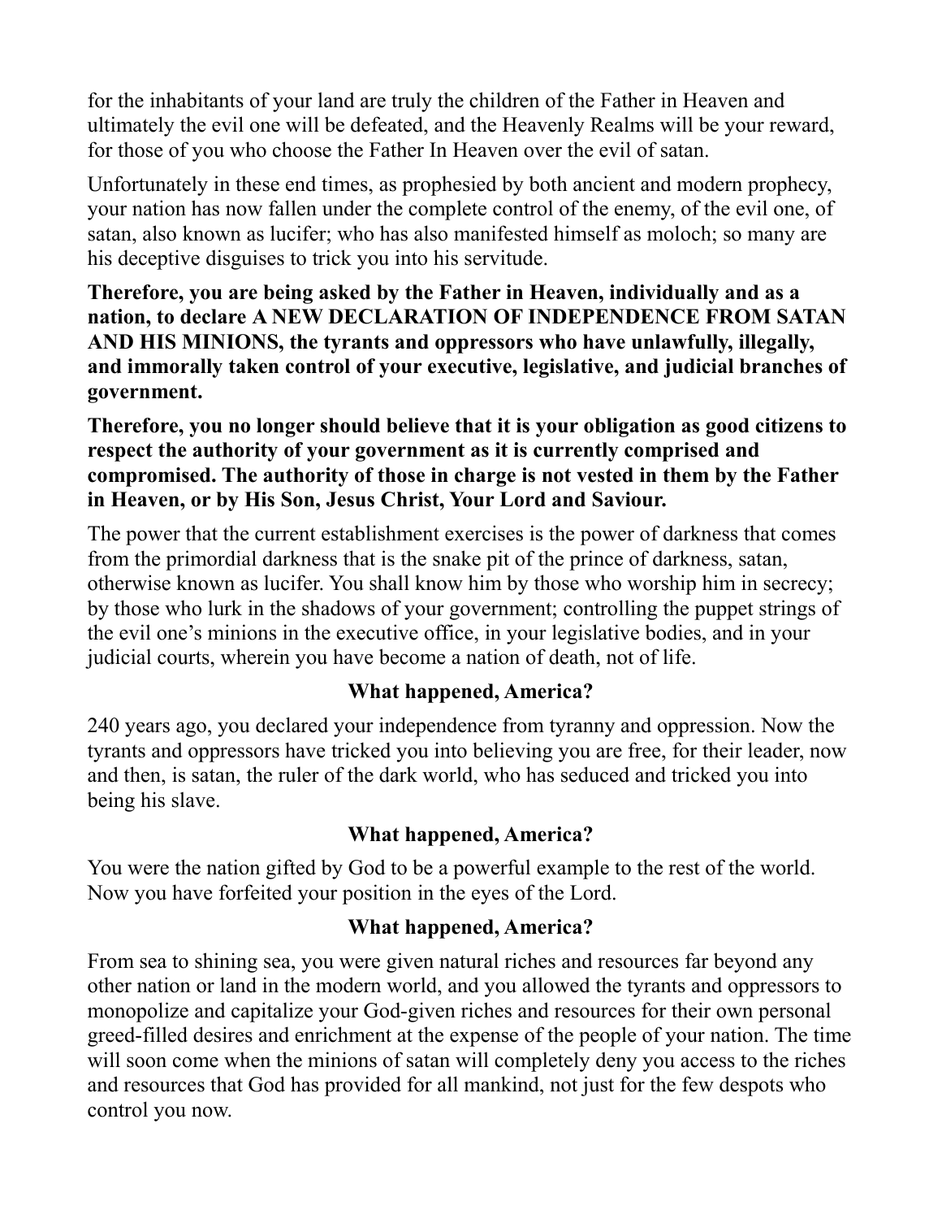for the inhabitants of your land are truly the children of the Father in Heaven and ultimately the evil one will be defeated, and the Heavenly Realms will be your reward, for those of you who choose the Father In Heaven over the evil of satan.

Unfortunately in these end times, as prophesied by both ancient and modern prophecy, your nation has now fallen under the complete control of the enemy, of the evil one, of satan, also known as lucifer; who has also manifested himself as moloch; so many are his deceptive disguises to trick you into his servitude.

**Therefore, you are being asked by the Father in Heaven, individually and as a nation, to declare A NEW DECLARATION OF INDEPENDENCE FROM SATAN AND HIS MINIONS, the tyrants and oppressors who have unlawfully, illegally, and immorally taken control of your executive, legislative, and judicial branches of government.**

**Therefore, you no longer should believe that it is your obligation as good citizens to respect the authority of your government as it is currently comprised and compromised. The authority of those in charge is not vested in them by the Father in Heaven, or by His Son, Jesus Christ, Your Lord and Saviour.**

The power that the current establishment exercises is the power of darkness that comes from the primordial darkness that is the snake pit of the prince of darkness, satan, otherwise known as lucifer. You shall know him by those who worship him in secrecy; by those who lurk in the shadows of your government; controlling the puppet strings of the evil one's minions in the executive office, in your legislative bodies, and in your judicial courts, wherein you have become a nation of death, not of life.

**What happened, America?**

240 years ago, you declared your independence from tyranny and oppression. Now the tyrants and oppressors have tricked you into believing you are free, for their leader, now and then, is satan, the ruler of the dark world, who has seduced and tricked you into being his slave.

**What happened, America?**

You were the nation gifted by God to be a powerful example to the rest of the world. Now you have forfeited your position in the eyes of the Lord.

**What happened, America?**

From sea to shining sea, you were given natural riches and resources far beyond any other nation or land in the modern world, and you allowed the tyrants and oppressors to monopolize and capitalize your God-given riches and resources for their own personal greed-filled desires and enrichment at the expense of the people of your nation. The time will soon come when the minions of satan will completely deny you access to the riches and resources that God has provided for all mankind, not just for the few despots who control you now.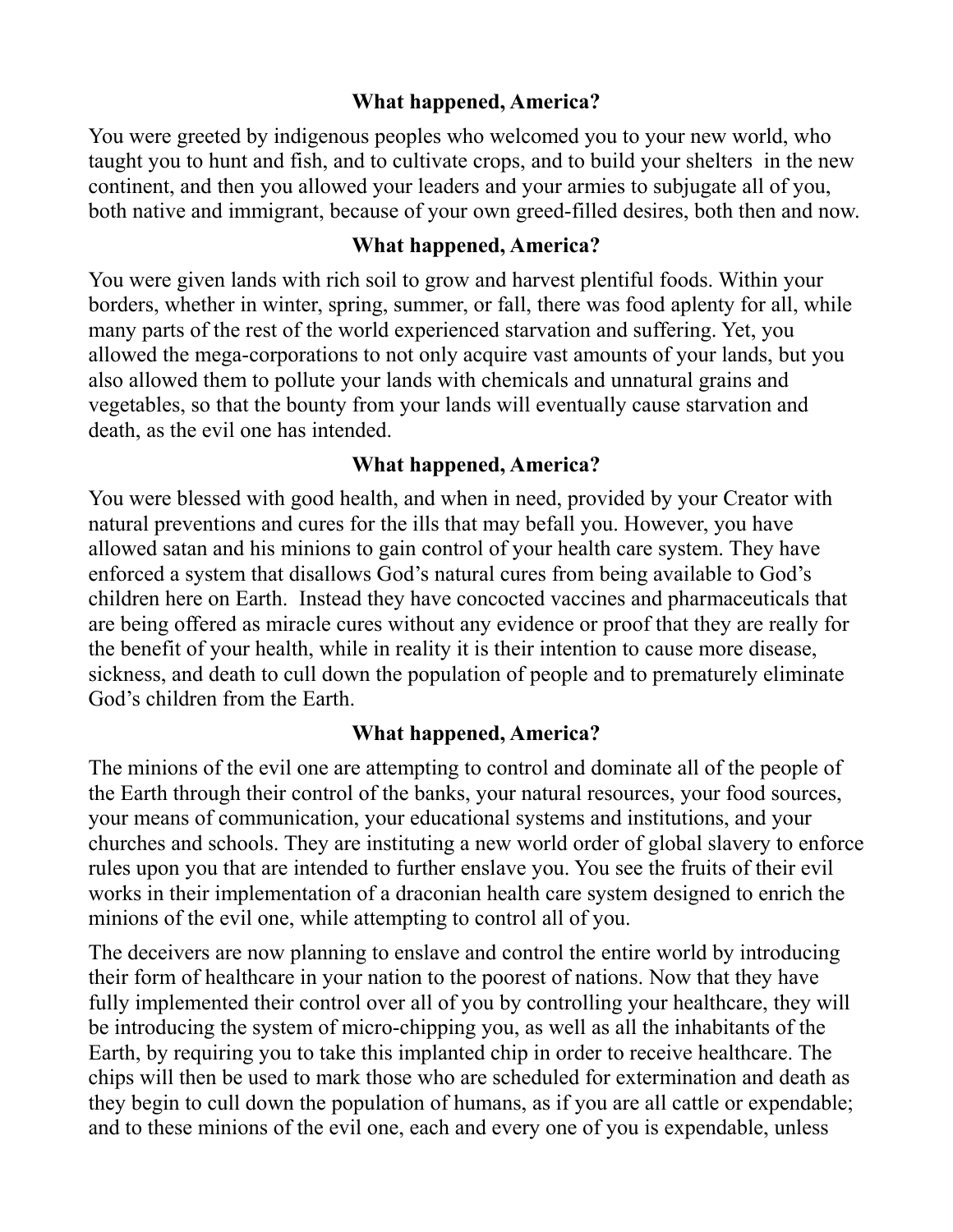**What happened, America?**

You were greeted by indigenous peoples who welcomed you to your new world, who taught you to hunt and fish, and to cultivate crops, and to build your shelters in the new continent, and then you allowed your leaders and your armies to subjugate all of you, both native and immigrant, because of your own greed-filled desires, both then and now.

**What happened, America?**

You were given lands with rich soil to grow and harvest plentiful foods. Within your borders, whether in winter, spring, summer, or fall, there was food aplenty for all, while many parts of the rest of the world experienced starvation and suffering. Yet, you allowed the mega-corporations to not only acquire vast amounts of your lands, but you also allowed them to pollute your lands with chemicals and unnatural grains and vegetables, so that the bounty from your lands will eventually cause starvation and death, as the evil one has intended.

**What happened, America?**

You were blessed with good health, and when in need, provided by your Creator with natural preventions and cures for the ills that may befall you. However, you have allowed satan and his minions to gain control of your health care system. They have enforced a system that disallows God's natural cures from being available to God's children here on Earth. Instead they have concocted vaccines and pharmaceuticals that are being offered as miracle cures without any evidence or proof that they are really for the benefit of your health, while in reality it is their intention to cause more disease, sickness, and death to cull down the population of people and to prematurely eliminate God's children from the Earth.

**What happened, America?**

The minions of the evil one are attempting to control and dominate all of the people of the Earth through their control of the banks, your natural resources, your food sources, your means of communication, your educational systems and institutions, and your churches and schools. They are instituting a new world order of global slavery to enforce rules upon you that are intended to further enslave you. You see the fruits of their evil works in their implementation of a draconian health care system designed to enrich the minions of the evil one, while attempting to control all of you.

The deceivers are now planning to enslave and control the entire world by introducing their form of healthcare in your nation to the poorest of nations. Now that they have fully implemented their control over all of you by controlling your healthcare, they will be introducing the system of micro-chipping you, as well as all the inhabitants of the Earth, by requiring you to take this implanted chip in order to receive healthcare. The chips will then be used to mark those who are scheduled for extermination and death as they begin to cull down the population of humans, as if you are all cattle or expendable; and to these minions of the evil one, each and every one of you is expendable, unless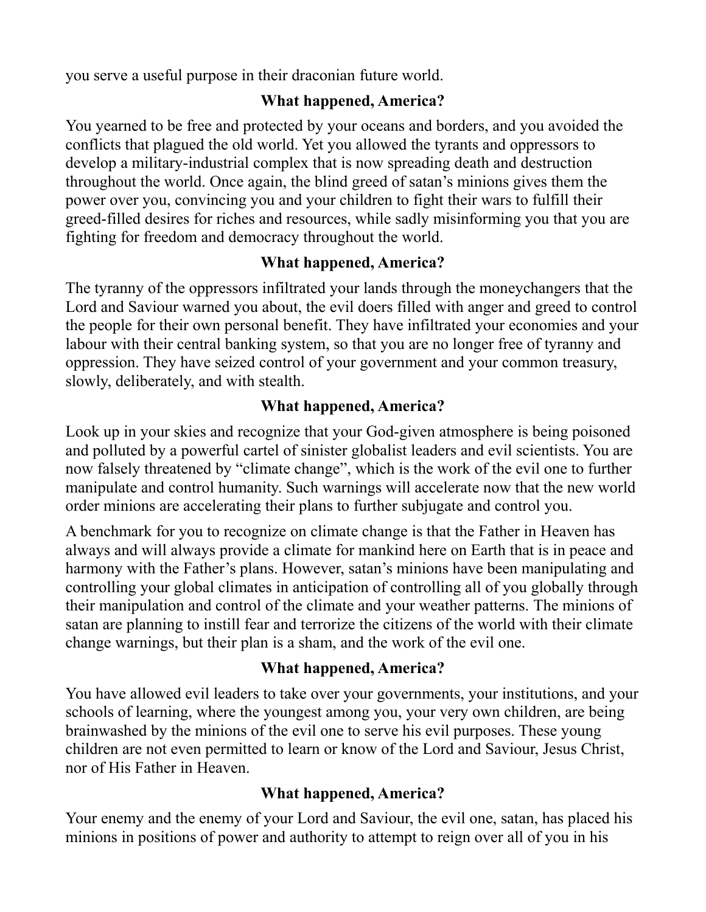you serve a useful purpose in their draconian future world.

**What happened, America?**

You yearned to be free and protected by your oceans and borders, and you avoided the conflicts that plagued the old world. Yet you allowed the tyrants and oppressors to develop a military-industrial complex that is now spreading death and destruction throughout the world. Once again, the blind greed of satan's minions gives them the power over you, convincing you and your children to fight their wars to fulfill their greed-filled desires for riches and resources, while sadly misinforming you that you are fighting for freedom and democracy throughout the world.

**What happened, America?**

The tyranny of the oppressors infiltrated your lands through the moneychangers that the Lord and Saviour warned you about, the evil doers filled with anger and greed to control the people for their own personal benefit. They have infiltrated your economies and your labour with their central banking system, so that you are no longer free of tyranny and oppression. They have seized control of your government and your common treasury, slowly, deliberately, and with stealth.

**What happened, America?**

Look up in your skies and recognize that your God-given atmosphere is being poisoned and polluted by a powerful cartel of sinister globalist leaders and evil scientists. You are now falsely threatened by "climate change", which is the work of the evil one to further manipulate and control humanity. Such warnings will accelerate now that the new world order minions are accelerating their plans to further subjugate and control you.

A benchmark for you to recognize on climate change is that the Father in Heaven has always and will always provide a climate for mankind here on Earth that is in peace and harmony with the Father's plans. However, satan's minions have been manipulating and controlling your global climates in anticipation of controlling all of you globally through their manipulation and control of the climate and your weather patterns. The minions of satan are planning to instill fear and terrorize the citizens of the world with their climate change warnings, but their plan is a sham, and the work of the evil one.

**What happened, America?**

You have allowed evil leaders to take over your governments, your institutions, and your schools of learning, where the youngest among you, your very own children, are being brainwashed by the minions of the evil one to serve his evil purposes. These young children are not even permitted to learn or know of the Lord and Saviour, Jesus Christ, nor of His Father in Heaven.

**What happened, America?**

Your enemy and the enemy of your Lord and Saviour, the evil one, satan, has placed his minions in positions of power and authority to attempt to reign over all of you in his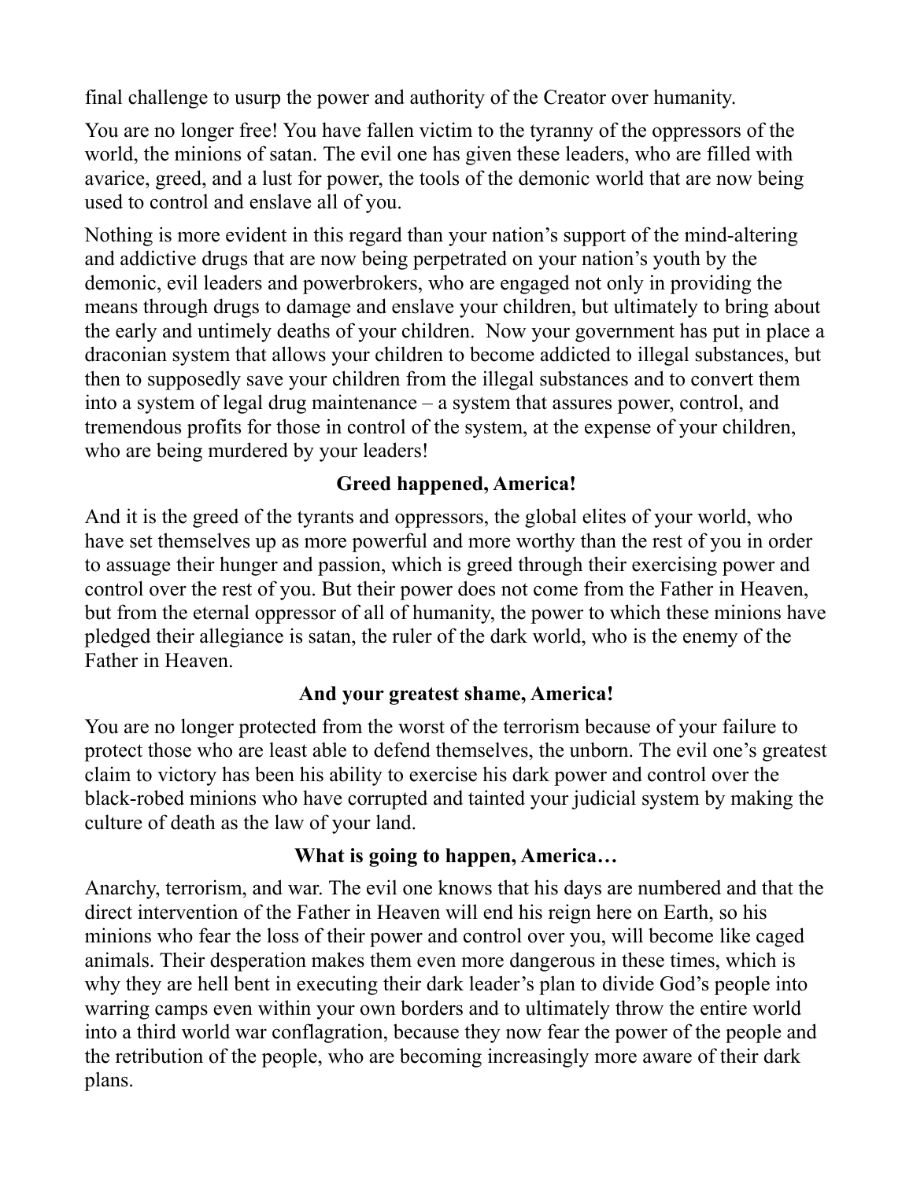final challenge to usurp the power and authority of the Creator over humanity.

You are no longer free! You have fallen victim to the tyranny of the oppressors of the world, the minions of satan. The evil one has given these leaders, who are filled with avarice, greed, and a lust for power, the tools of the demonic world that are now being used to control and enslave all of you.

Nothing is more evident in this regard than your nation's support of the mind-altering and addictive drugs that are now being perpetrated on your nation's youth by the demonic, evil leaders and powerbrokers, who are engaged not only in providing the means through drugs to damage and enslave your children, but ultimately to bring about the early and untimely deaths of your children. Now your government has put in place a draconian system that allows your children to become addicted to illegal substances, but then to supposedly save your children from the illegal substances and to convert them into a system of legal drug maintenance – a system that assures power, control, and tremendous profits for those in control of the system, at the expense of your children, who are being murdered by your leaders!

**Greed happened, America!**

And it is the greed of the tyrants and oppressors, the global elites of your world, who have set themselves up as more powerful and more worthy than the rest of you in order to assuage their hunger and passion, which is greed through their exercising power and control over the rest of you. But their power does not come from the Father in Heaven, but from the eternal oppressor of all of humanity, the power to which these minions have pledged their allegiance is satan, the ruler of the dark world, who is the enemy of the Father in Heaven.

**And your greatest shame, America!**

You are no longer protected from the worst of the terrorism because of your failure to protect those who are least able to defend themselves, the unborn. The evil one's greatest claim to victory has been his ability to exercise his dark power and control over the black-robed minions who have corrupted and tainted your judicial system by making the culture of death as the law of your land.

**What is going to happen, America…**

Anarchy, terrorism, and war. The evil one knows that his days are numbered and that the direct intervention of the Father in Heaven will end his reign here on Earth, so his minions who fear the loss of their power and control over you, will become like caged animals. Their desperation makes them even more dangerous in these times, which is why they are hell bent in executing their dark leader's plan to divide God's people into warring camps even within your own borders and to ultimately throw the entire world into a third world war conflagration, because they now fear the power of the people and the retribution of the people, who are becoming increasingly more aware of their dark plans.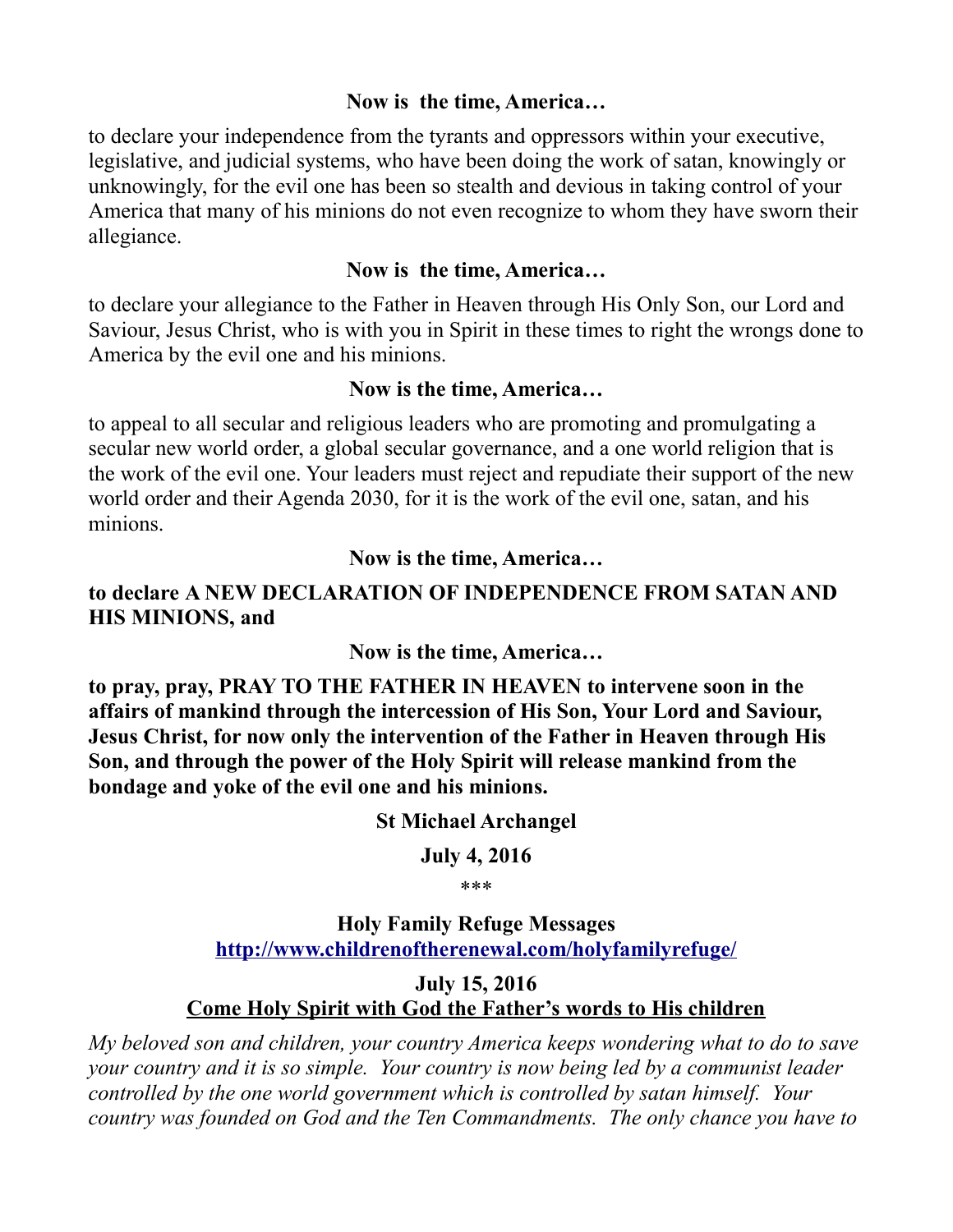**Now is the time, America…**

to declare your independence from the tyrants and oppressors within your executive, legislative, and judicial systems, who have been doing the work of satan, knowingly or unknowingly, for the evil one has been so stealth and devious in taking control of your America that many of his minions do not even recognize to whom they have sworn their allegiance.

**Now is the time, America…**

to declare your allegiance to the Father in Heaven through His Only Son, our Lord and Saviour, Jesus Christ, who is with you in Spirit in these times to right the wrongs done to America by the evil one and his minions.

**Now is the time, America…**

to appeal to all secular and religious leaders who are promoting and promulgating a secular new world order, a global secular governance, and a one world religion that is the work of the evil one. Your leaders must reject and repudiate their support of the new world order and their Agenda 2030, for it is the work of the evil one, satan, and his minions.

**Now is the time, America…**

**to declare A NEW DECLARATION OF INDEPENDENCE FROM SATAN AND HIS MINIONS, and**

**Now is the time, America…**

**to pray, pray, PRAY TO THE FATHER IN HEAVEN to intervene soon in the affairs of mankind through the intercession of His Son, Your Lord and Saviour, Jesus Christ, for now only the intervention of the Father in Heaven through His Son, and through the power of the Holy Spirit will release mankind from the bondage and yoke of the evil one and his minions.**

**St Michael Archangel**

**July 4, 2016**

\*\*\*

**Holy Family Refuge Messages**
**http://www.childrenoftherenewal.com/holyfamilyrefuge/**

**July 15, 2016**
**Come Holy Spirit with God the Father's words to His children**

*My beloved son and children, your country America keeps wondering what to do to save your country and it is so simple. Your country is now being led by a communist leader controlled by the one world government which is controlled by satan himself. Your country was founded on God and the Ten Commandments. The only chance you have to*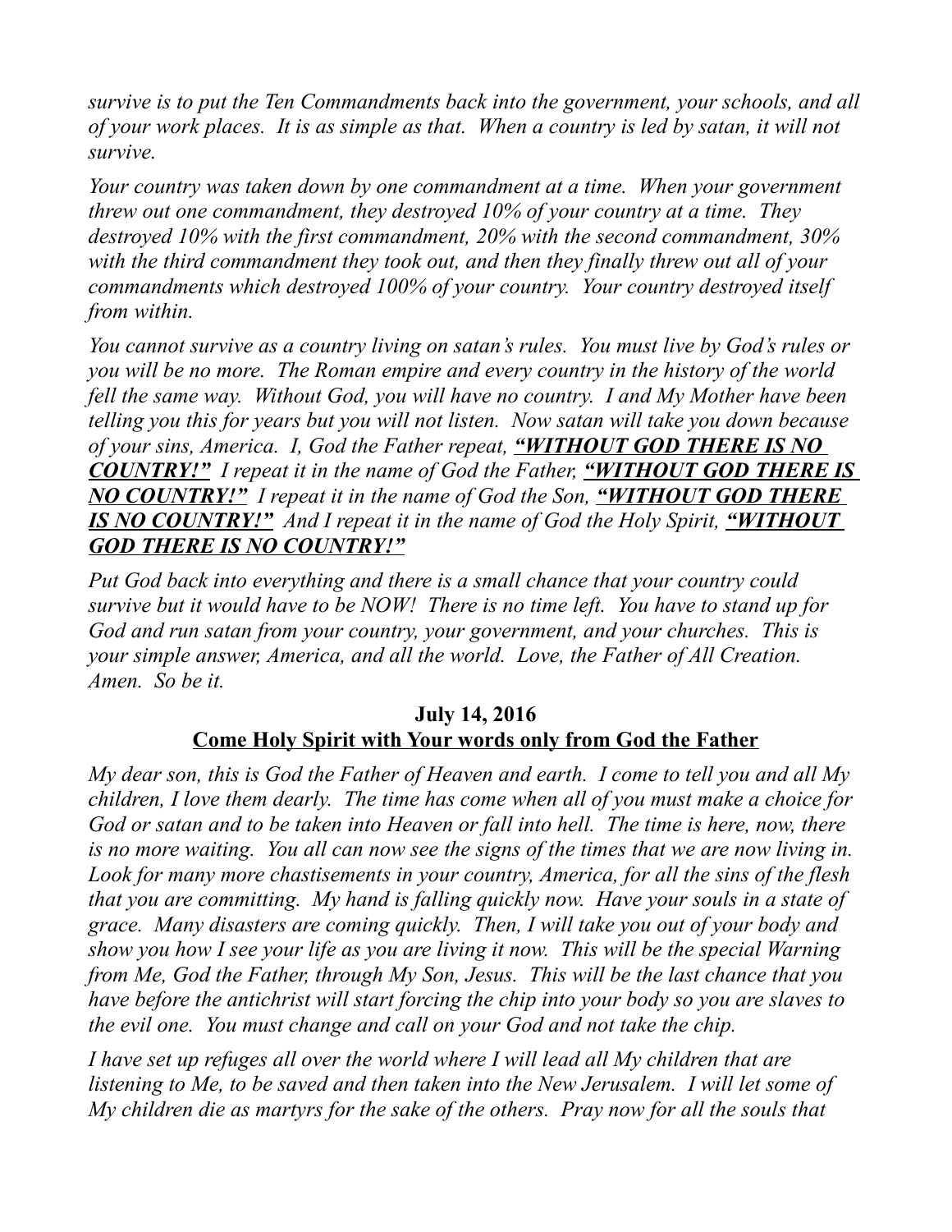*survive is to put the Ten Commandments back into the government, your schools, and all of your work places. It is as simple as that. When a country is led by satan, it will not survive.*

*Your country was taken down by one commandment at a time. When your government threw out one commandment, they destroyed 10% of your country at a time. They destroyed 10% with the first commandment, 20% with the second commandment, 30% with the third commandment they took out, and then they finally threw out all of your commandments which destroyed 100% of your country. Your country destroyed itself from within.*

*You cannot survive as a country living on satan's rules. You must live by God's rules or you will be no more. The Roman empire and every country in the history of the world fell the same way. Without God, you will have no country. I and My Mother have been telling you this for years but you will not listen. Now satan will take you down because of your sins, America. I, God the Father repeat,* ***<u>"WITHOUT GOD THERE IS NO COUNTRY!"</u>*** *I repeat it in the name of God the Father,* ***<u>"WITHOUT GOD THERE IS NO COUNTRY!"</u>*** *I repeat it in the name of God the Son,* ***<u>"WITHOUT GOD THERE IS NO COUNTRY!"</u>*** *And I repeat it in the name of God the Holy Spirit,* ***<u>"WITHOUT GOD THERE IS NO COUNTRY!"</u>***

*Put God back into everything and there is a small chance that your country could survive but it would have to be NOW! There is no time left. You have to stand up for God and run satan from your country, your government, and your churches. This is your simple answer, America, and all the world. Love, the Father of All Creation. Amen. So be it.*

## July 14, 2016

### <u>Come Holy Spirit with Your words only from God the Father</u>

*My dear son, this is God the Father of Heaven and earth. I come to tell you and all My children, I love them dearly. The time has come when all of you must make a choice for God or satan and to be taken into Heaven or fall into hell. The time is here, now, there is no more waiting. You all can now see the signs of the times that we are now living in. Look for many more chastisements in your country, America, for all the sins of the flesh that you are committing. My hand is falling quickly now. Have your souls in a state of grace. Many disasters are coming quickly. Then, I will take you out of your body and show you how I see your life as you are living it now. This will be the special Warning from Me, God the Father, through My Son, Jesus. This will be the last chance that you have before the antichrist will start forcing the chip into your body so you are slaves to the evil one. You must change and call on your God and not take the chip.*

*I have set up refuges all over the world where I will lead all My children that are listening to Me, to be saved and then taken into the New Jerusalem. I will let some of My children die as martyrs for the sake of the others. Pray now for all the souls that*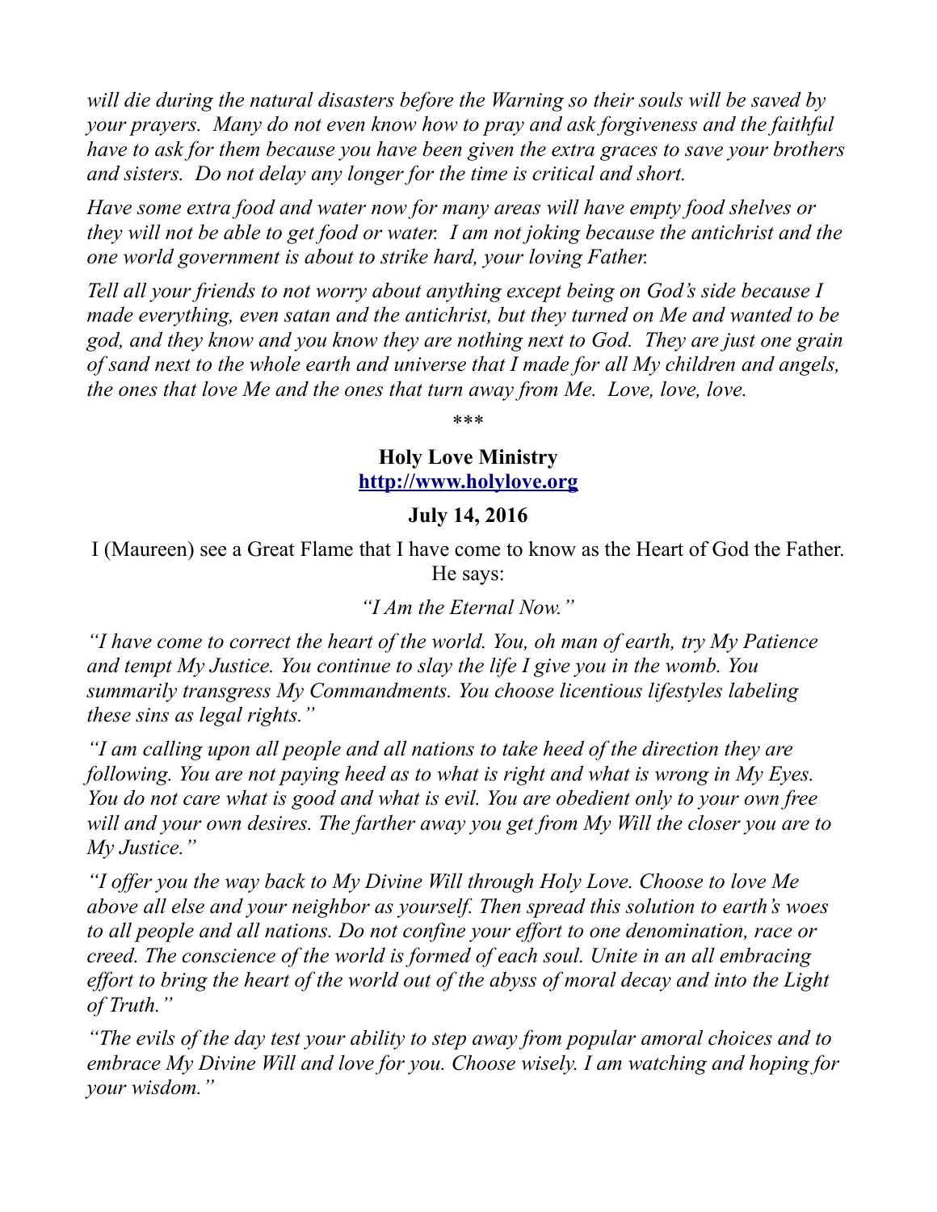*will die during the natural disasters before the Warning so their souls will be saved by your prayers. Many do not even know how to pray and ask forgiveness and the faithful have to ask for them because you have been given the extra graces to save your brothers and sisters. Do not delay any longer for the time is critical and short.*

*Have some extra food and water now for many areas will have empty food shelves or they will not be able to get food or water. I am not joking because the antichrist and the one world government is about to strike hard, your loving Father.*

*Tell all your friends to not worry about anything except being on God's side because I made everything, even satan and the antichrist, but they turned on Me and wanted to be god, and they know and you know they are nothing next to God. They are just one grain of sand next to the whole earth and universe that I made for all My children and angels, the ones that love Me and the ones that turn away from Me. Love, love, love.*

\*\*\*

**Holy Love Ministry**
**[http://www.holylove.org](http://www.holylove.org)**

**July 14, 2016**

I (Maureen) see a Great Flame that I have come to know as the Heart of God the Father. He says:

*"I Am the Eternal Now."*

*"I have come to correct the heart of the world. You, oh man of earth, try My Patience and tempt My Justice. You continue to slay the life I give you in the womb. You summarily transgress My Commandments. You choose licentious lifestyles labeling these sins as legal rights."*

*"I am calling upon all people and all nations to take heed of the direction they are following. You are not paying heed as to what is right and what is wrong in My Eyes. You do not care what is good and what is evil. You are obedient only to your own free will and your own desires. The farther away you get from My Will the closer you are to My Justice."*

*"I offer you the way back to My Divine Will through Holy Love. Choose to love Me above all else and your neighbor as yourself. Then spread this solution to earth's woes to all people and all nations. Do not confine your effort to one denomination, race or creed. The conscience of the world is formed of each soul. Unite in an all embracing effort to bring the heart of the world out of the abyss of moral decay and into the Light of Truth."*

*"The evils of the day test your ability to step away from popular amoral choices and to embrace My Divine Will and love for you. Choose wisely. I am watching and hoping for your wisdom."*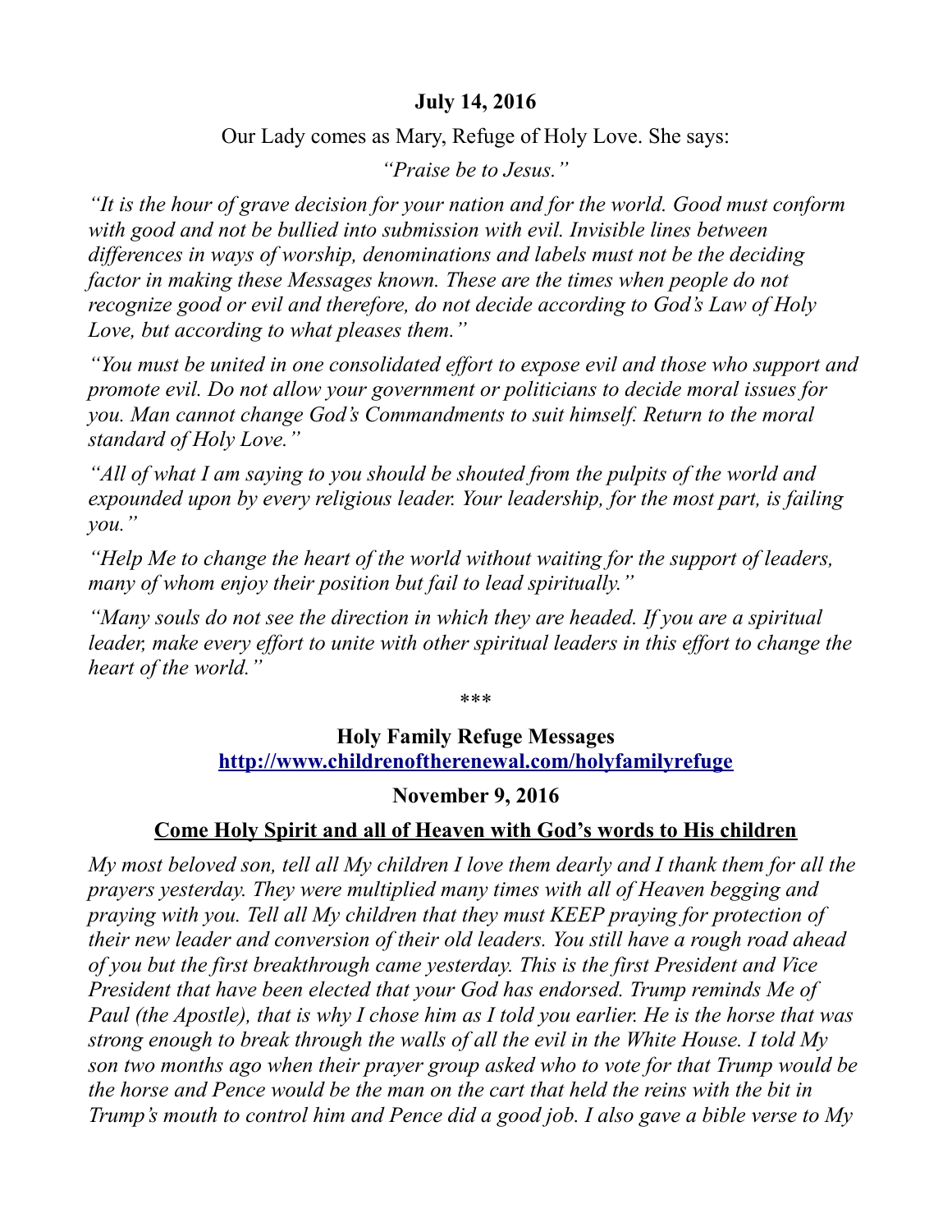**July 14, 2016**

Our Lady comes as Mary, Refuge of Holy Love. She says:

*"Praise be to Jesus."*

*"It is the hour of grave decision for your nation and for the world. Good must conform with good and not be bullied into submission with evil. Invisible lines between differences in ways of worship, denominations and labels must not be the deciding factor in making these Messages known. These are the times when people do not recognize good or evil and therefore, do not decide according to God's Law of Holy Love, but according to what pleases them."*

*"You must be united in one consolidated effort to expose evil and those who support and promote evil. Do not allow your government or politicians to decide moral issues for you. Man cannot change God's Commandments to suit himself. Return to the moral standard of Holy Love."*

*"All of what I am saying to you should be shouted from the pulpits of the world and expounded upon by every religious leader. Your leadership, for the most part, is failing you."*

*"Help Me to change the heart of the world without waiting for the support of leaders, many of whom enjoy their position but fail to lead spiritually."*

*"Many souls do not see the direction in which they are headed. If you are a spiritual leader, make every effort to unite with other spiritual leaders in this effort to change the heart of the world."*

\*\*\*

**Holy Family Refuge Messages**
**[http://www.childrenoftherenewal.com/holyfamilyrefuge](http://www.childrenoftherenewal.com/holyfamilyrefuge)**

**November 9, 2016**

**Come Holy Spirit and all of Heaven with God's words to His children**

*My most beloved son, tell all My children I love them dearly and I thank them for all the prayers yesterday. They were multiplied many times with all of Heaven begging and praying with you. Tell all My children that they must KEEP praying for protection of their new leader and conversion of their old leaders. You still have a rough road ahead of you but the first breakthrough came yesterday. This is the first President and Vice President that have been elected that your God has endorsed. Trump reminds Me of Paul (the Apostle), that is why I chose him as I told you earlier. He is the horse that was strong enough to break through the walls of all the evil in the White House. I told My son two months ago when their prayer group asked who to vote for that Trump would be the horse and Pence would be the man on the cart that held the reins with the bit in Trump's mouth to control him and Pence did a good job. I also gave a bible verse to My*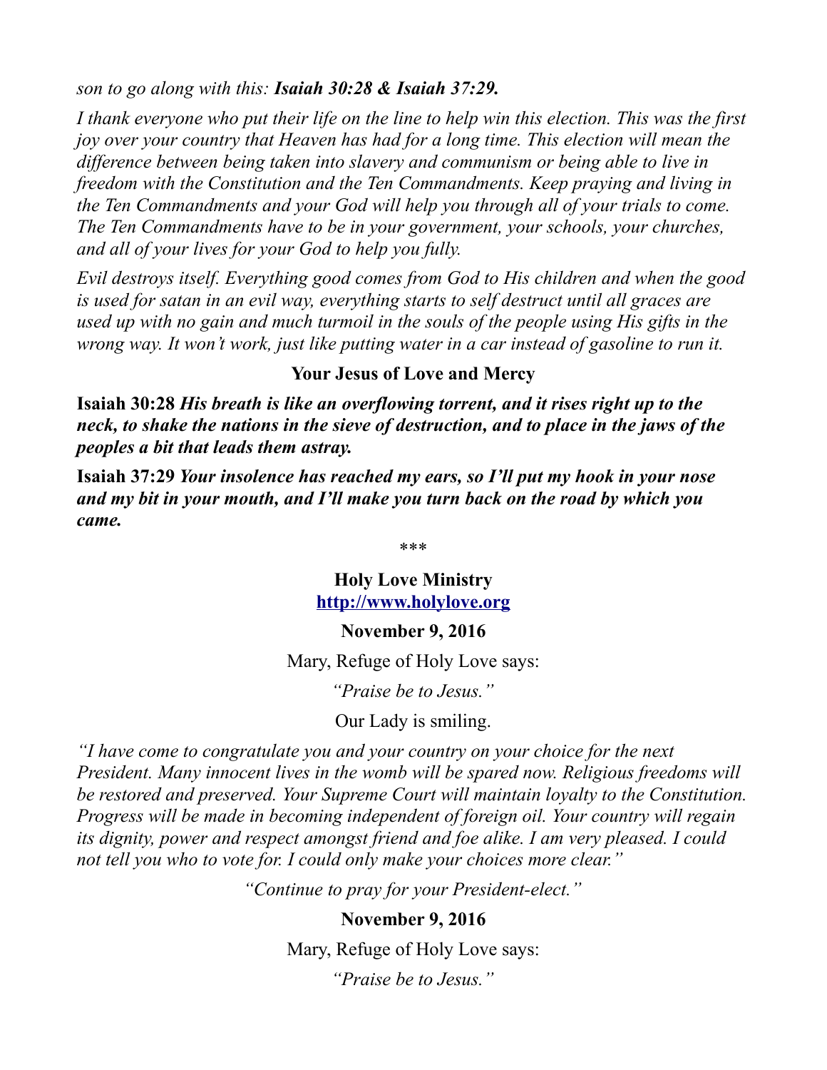*son to go along with this: **Isaiah 30:28 & Isaiah 37:29.***

*I thank everyone who put their life on the line to help win this election. This was the first joy over your country that Heaven has had for a long time. This election will mean the difference between being taken into slavery and communism or being able to live in freedom with the Constitution and the Ten Commandments. Keep praying and living in the Ten Commandments and your God will help you through all of your trials to come. The Ten Commandments have to be in your government, your schools, your churches, and all of your lives for your God to help you fully.*

*Evil destroys itself. Everything good comes from God to His children and when the good is used for satan in an evil way, everything starts to self destruct until all graces are used up with no gain and much turmoil in the souls of the people using His gifts in the wrong way. It won't work, just like putting water in a car instead of gasoline to run it.*

**Your Jesus of Love and Mercy**

**Isaiah 30:28** ***His breath is like an overflowing torrent, and it rises right up to the neck, to shake the nations in the sieve of destruction, and to place in the jaws of the peoples a bit that leads them astray.***

**Isaiah 37:29** ***Your insolence has reached my ears, so I'll put my hook in your nose and my bit in your mouth, and I'll make you turn back on the road by which you came.***

\*\*\*

**Holy Love Ministry**
**[http://www.holylove.org](http://www.holylove.org)**

**November 9, 2016**

Mary, Refuge of Holy Love says:

*"Praise be to Jesus."*

Our Lady is smiling.

*"I have come to congratulate you and your country on your choice for the next President. Many innocent lives in the womb will be spared now. Religious freedoms will be restored and preserved. Your Supreme Court will maintain loyalty to the Constitution. Progress will be made in becoming independent of foreign oil. Your country will regain its dignity, power and respect amongst friend and foe alike. I am very pleased. I could not tell you who to vote for. I could only make your choices more clear."*

*"Continue to pray for your President-elect."*

**November 9, 2016**

Mary, Refuge of Holy Love says:

*"Praise be to Jesus."*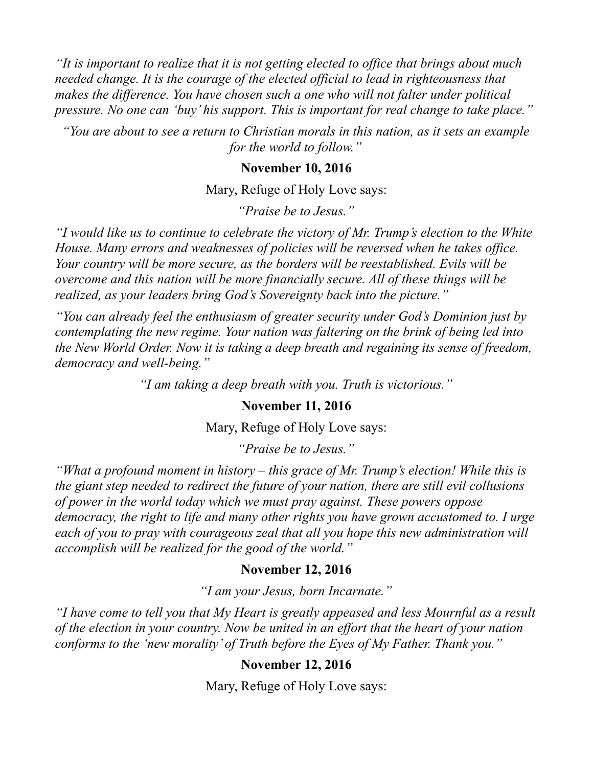*"It is important to realize that it is not getting elected to office that brings about much needed change. It is the courage of the elected official to lead in righteousness that makes the difference. You have chosen such a one who will not falter under political pressure. No one can 'buy' his support. This is important for real change to take place."*

*"You are about to see a return to Christian morals in this nation, as it sets an example for the world to follow."*

**November 10, 2016**

Mary, Refuge of Holy Love says:

*"Praise be to Jesus."*

*"I would like us to continue to celebrate the victory of Mr. Trump's election to the White House. Many errors and weaknesses of policies will be reversed when he takes office. Your country will be more secure, as the borders will be reestablished. Evils will be overcome and this nation will be more financially secure. All of these things will be realized, as your leaders bring God's Sovereignty back into the picture."*

*"You can already feel the enthusiasm of greater security under God's Dominion just by contemplating the new regime. Your nation was faltering on the brink of being led into the New World Order. Now it is taking a deep breath and regaining its sense of freedom, democracy and well-being."*

*"I am taking a deep breath with you. Truth is victorious."*

**November 11, 2016**

Mary, Refuge of Holy Love says:

*"Praise be to Jesus."*

*"What a profound moment in history – this grace of Mr. Trump's election! While this is the giant step needed to redirect the future of your nation, there are still evil collusions of power in the world today which we must pray against. These powers oppose democracy, the right to life and many other rights you have grown accustomed to. I urge each of you to pray with courageous zeal that all you hope this new administration will accomplish will be realized for the good of the world."*

**November 12, 2016**

*"I am your Jesus, born Incarnate."*

*"I have come to tell you that My Heart is greatly appeased and less Mournful as a result of the election in your country. Now be united in an effort that the heart of your nation conforms to the 'new morality' of Truth before the Eyes of My Father. Thank you."*

**November 12, 2016**

Mary, Refuge of Holy Love says: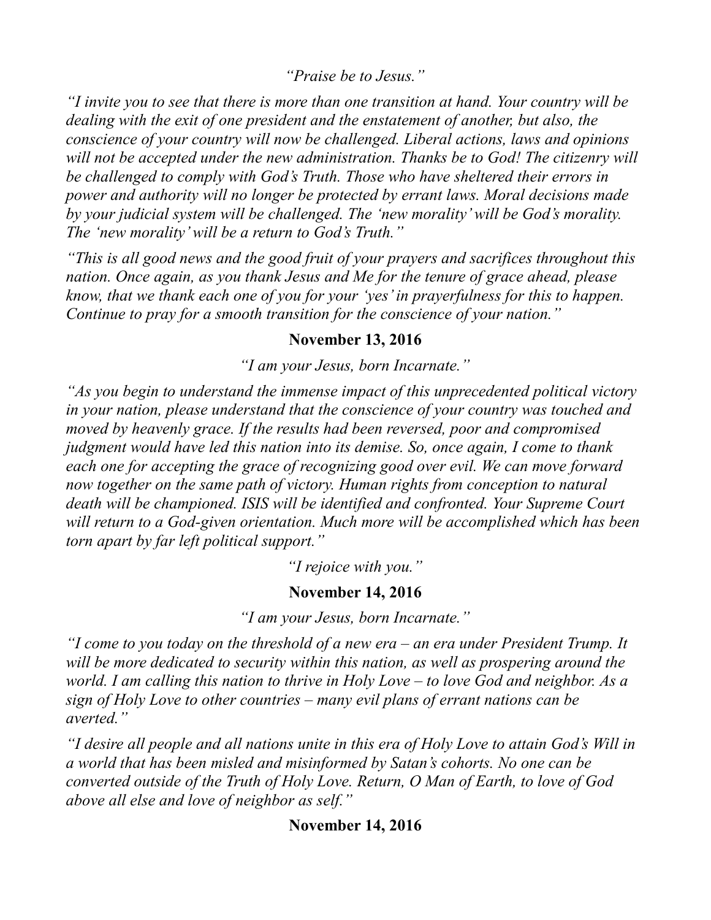*"Praise be to Jesus."*

*"I invite you to see that there is more than one transition at hand. Your country will be dealing with the exit of one president and the enstatement of another, but also, the conscience of your country will now be challenged. Liberal actions, laws and opinions will not be accepted under the new administration. Thanks be to God! The citizenry will be challenged to comply with God's Truth. Those who have sheltered their errors in power and authority will no longer be protected by errant laws. Moral decisions made by your judicial system will be challenged. The 'new morality' will be God's morality. The 'new morality' will be a return to God's Truth."*

*"This is all good news and the good fruit of your prayers and sacrifices throughout this nation. Once again, as you thank Jesus and Me for the tenure of grace ahead, please know, that we thank each one of you for your 'yes' in prayerfulness for this to happen. Continue to pray for a smooth transition for the conscience of your nation."*

**November 13, 2016**

*"I am your Jesus, born Incarnate."*

*"As you begin to understand the immense impact of this unprecedented political victory in your nation, please understand that the conscience of your country was touched and moved by heavenly grace. If the results had been reversed, poor and compromised judgment would have led this nation into its demise. So, once again, I come to thank each one for accepting the grace of recognizing good over evil. We can move forward now together on the same path of victory. Human rights from conception to natural death will be championed. ISIS will be identified and confronted. Your Supreme Court will return to a God-given orientation. Much more will be accomplished which has been torn apart by far left political support."*

*"I rejoice with you."*

**November 14, 2016**

*"I am your Jesus, born Incarnate."*

*"I come to you today on the threshold of a new era – an era under President Trump. It will be more dedicated to security within this nation, as well as prospering around the world. I am calling this nation to thrive in Holy Love – to love God and neighbor. As a sign of Holy Love to other countries – many evil plans of errant nations can be averted."*

*"I desire all people and all nations unite in this era of Holy Love to attain God's Will in a world that has been misled and misinformed by Satan's cohorts. No one can be converted outside of the Truth of Holy Love. Return, O Man of Earth, to love of God above all else and love of neighbor as self."*

**November 14, 2016**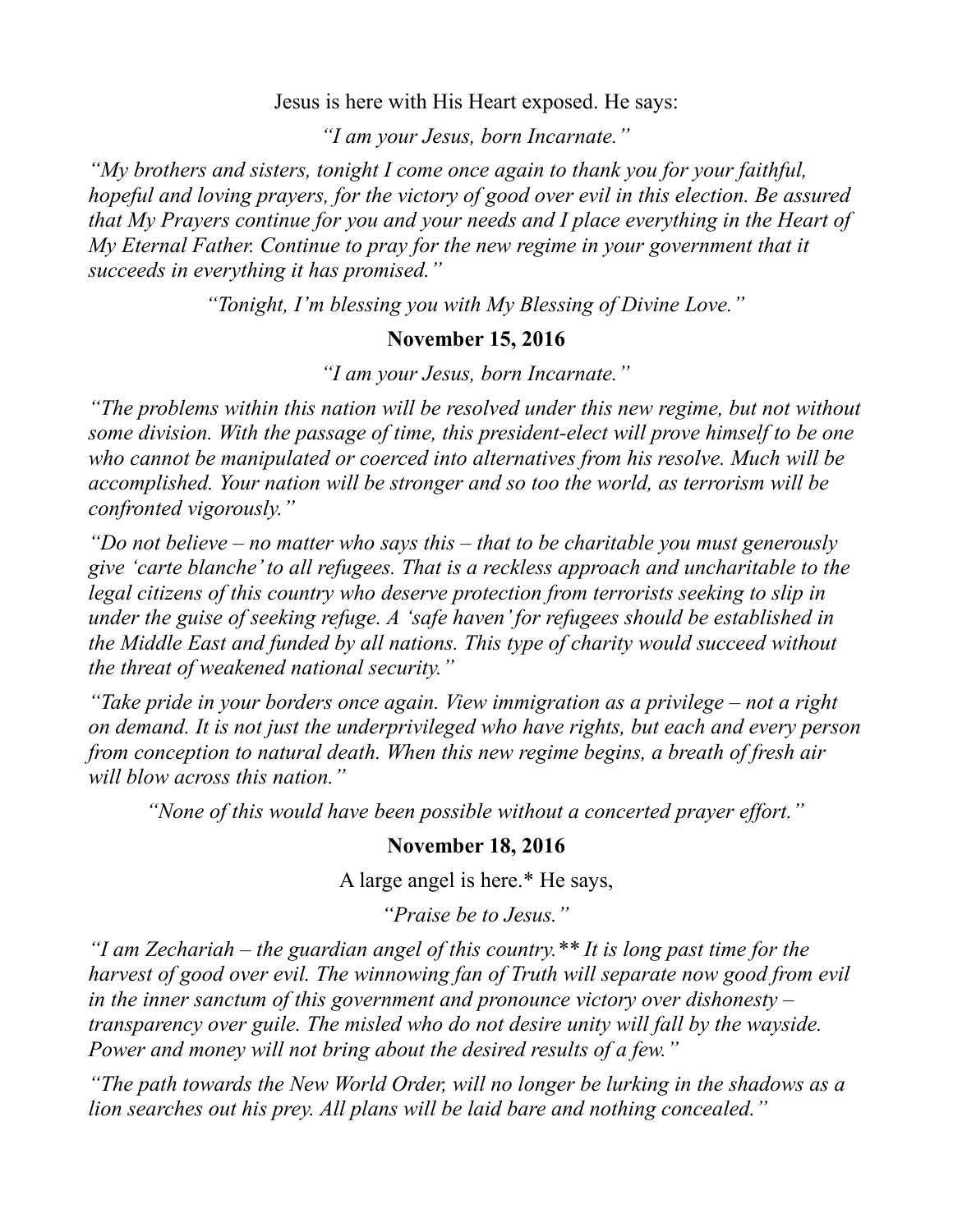Jesus is here with His Heart exposed. He says:

*"I am your Jesus, born Incarnate."*

*"My brothers and sisters, tonight I come once again to thank you for your faithful, hopeful and loving prayers, for the victory of good over evil in this election. Be assured that My Prayers continue for you and your needs and I place everything in the Heart of My Eternal Father. Continue to pray for the new regime in your government that it succeeds in everything it has promised."*

*"Tonight, I'm blessing you with My Blessing of Divine Love."*

**November 15, 2016**

*"I am your Jesus, born Incarnate."*

*"The problems within this nation will be resolved under this new regime, but not without some division. With the passage of time, this president-elect will prove himself to be one who cannot be manipulated or coerced into alternatives from his resolve. Much will be accomplished. Your nation will be stronger and so too the world, as terrorism will be confronted vigorously."*

*"Do not believe – no matter who says this – that to be charitable you must generously give 'carte blanche' to all refugees. That is a reckless approach and uncharitable to the legal citizens of this country who deserve protection from terrorists seeking to slip in under the guise of seeking refuge. A 'safe haven' for refugees should be established in the Middle East and funded by all nations. This type of charity would succeed without the threat of weakened national security."*

*"Take pride in your borders once again. View immigration as a privilege – not a right on demand. It is not just the underprivileged who have rights, but each and every person from conception to natural death. When this new regime begins, a breath of fresh air will blow across this nation."*

*"None of this would have been possible without a concerted prayer effort."*

**November 18, 2016**

A large angel is here.* He says,

*"Praise be to Jesus."*

*"I am Zechariah – the guardian angel of this country.** It is long past time for the harvest of good over evil. The winnowing fan of Truth will separate now good from evil in the inner sanctum of this government and pronounce victory over dishonesty – transparency over guile. The misled who do not desire unity will fall by the wayside. Power and money will not bring about the desired results of a few."*

*"The path towards the New World Order, will no longer be lurking in the shadows as a lion searches out his prey. All plans will be laid bare and nothing concealed."*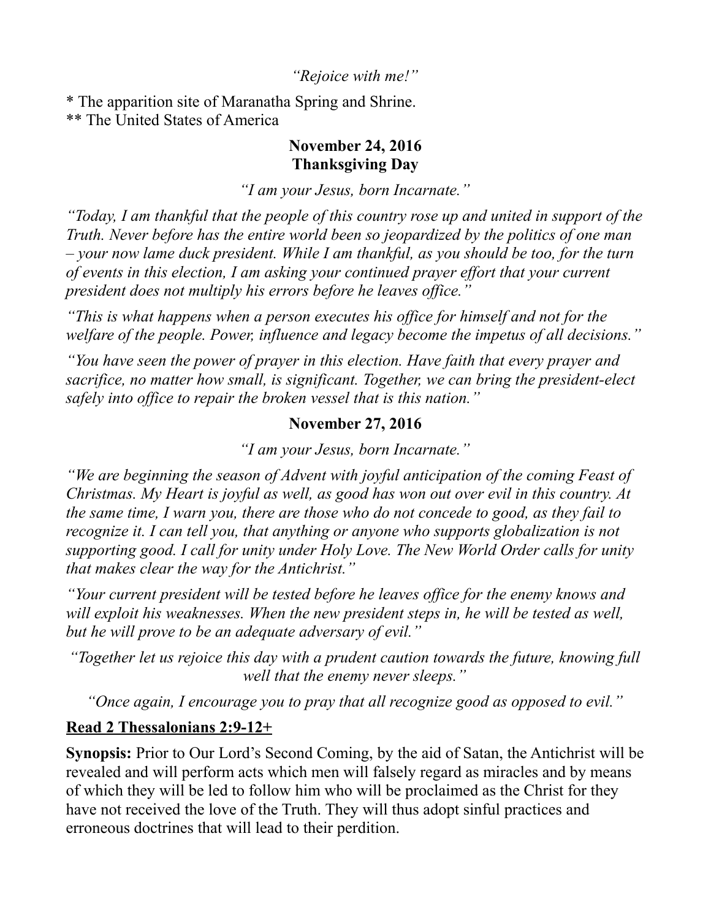*"Rejoice with me!"*

* The apparition site of Maranatha Spring and Shrine.
** The United States of America

### November 24, 2016
### Thanksgiving Day

*"I am your Jesus, born Incarnate."*

*"Today, I am thankful that the people of this country rose up and united in support of the Truth. Never before has the entire world been so jeopardized by the politics of one man – your now lame duck president. While I am thankful, as you should be too, for the turn of events in this election, I am asking your continued prayer effort that your current president does not multiply his errors before he leaves office."*

*"This is what happens when a person executes his office for himself and not for the welfare of the people. Power, influence and legacy become the impetus of all decisions."*

*"You have seen the power of prayer in this election. Have faith that every prayer and sacrifice, no matter how small, is significant. Together, we can bring the president-elect safely into office to repair the broken vessel that is this nation."*

### November 27, 2016

*"I am your Jesus, born Incarnate."*

*"We are beginning the season of Advent with joyful anticipation of the coming Feast of Christmas. My Heart is joyful as well, as good has won out over evil in this country. At the same time, I warn you, there are those who do not concede to good, as they fail to recognize it. I can tell you, that anything or anyone who supports globalization is not supporting good. I call for unity under Holy Love. The New World Order calls for unity that makes clear the way for the Antichrist."*

*"Your current president will be tested before he leaves office for the enemy knows and will exploit his weaknesses. When the new president steps in, he will be tested as well, but he will prove to be an adequate adversary of evil."*

*"Together let us rejoice this day with a prudent caution towards the future, knowing full well that the enemy never sleeps."*

*"Once again, I encourage you to pray that all recognize good as opposed to evil."*

**Read 2 Thessalonians 2:9-12+**

**Synopsis:** Prior to Our Lord's Second Coming, by the aid of Satan, the Antichrist will be revealed and will perform acts which men will falsely regard as miracles and by means of which they will be led to follow him who will be proclaimed as the Christ for they have not received the love of the Truth. They will thus adopt sinful practices and erroneous doctrines that will lead to their perdition.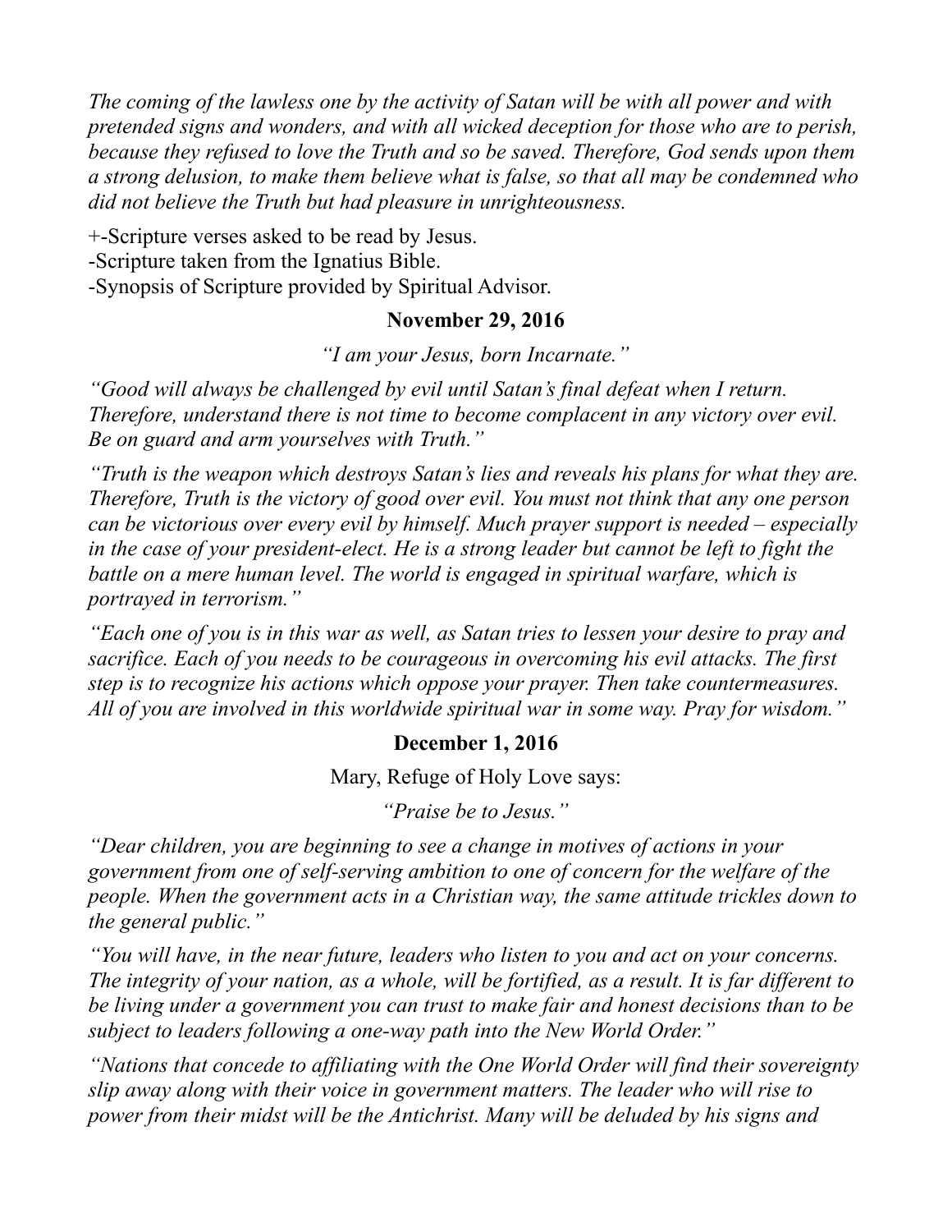*The coming of the lawless one by the activity of Satan will be with all power and with pretended signs and wonders, and with all wicked deception for those who are to perish, because they refused to love the Truth and so be saved. Therefore, God sends upon them a strong delusion, to make them believe what is false, so that all may be condemned who did not believe the Truth but had pleasure in unrighteousness.*

+-Scripture verses asked to be read by Jesus.
-Scripture taken from the Ignatius Bible.
-Synopsis of Scripture provided by Spiritual Advisor.

**November 29, 2016**

*"I am your Jesus, born Incarnate."*

*"Good will always be challenged by evil until Satan's final defeat when I return. Therefore, understand there is not time to become complacent in any victory over evil. Be on guard and arm yourselves with Truth."*

*"Truth is the weapon which destroys Satan's lies and reveals his plans for what they are. Therefore, Truth is the victory of good over evil. You must not think that any one person can be victorious over every evil by himself. Much prayer support is needed – especially in the case of your president-elect. He is a strong leader but cannot be left to fight the battle on a mere human level. The world is engaged in spiritual warfare, which is portrayed in terrorism."*

*"Each one of you is in this war as well, as Satan tries to lessen your desire to pray and sacrifice. Each of you needs to be courageous in overcoming his evil attacks. The first step is to recognize his actions which oppose your prayer. Then take countermeasures. All of you are involved in this worldwide spiritual war in some way. Pray for wisdom."*

**December 1, 2016**

Mary, Refuge of Holy Love says:

*"Praise be to Jesus."*

*"Dear children, you are beginning to see a change in motives of actions in your government from one of self-serving ambition to one of concern for the welfare of the people. When the government acts in a Christian way, the same attitude trickles down to the general public."*

*"You will have, in the near future, leaders who listen to you and act on your concerns. The integrity of your nation, as a whole, will be fortified, as a result. It is far different to be living under a government you can trust to make fair and honest decisions than to be subject to leaders following a one-way path into the New World Order."*

*"Nations that concede to affiliating with the One World Order will find their sovereignty slip away along with their voice in government matters. The leader who will rise to power from their midst will be the Antichrist. Many will be deluded by his signs and*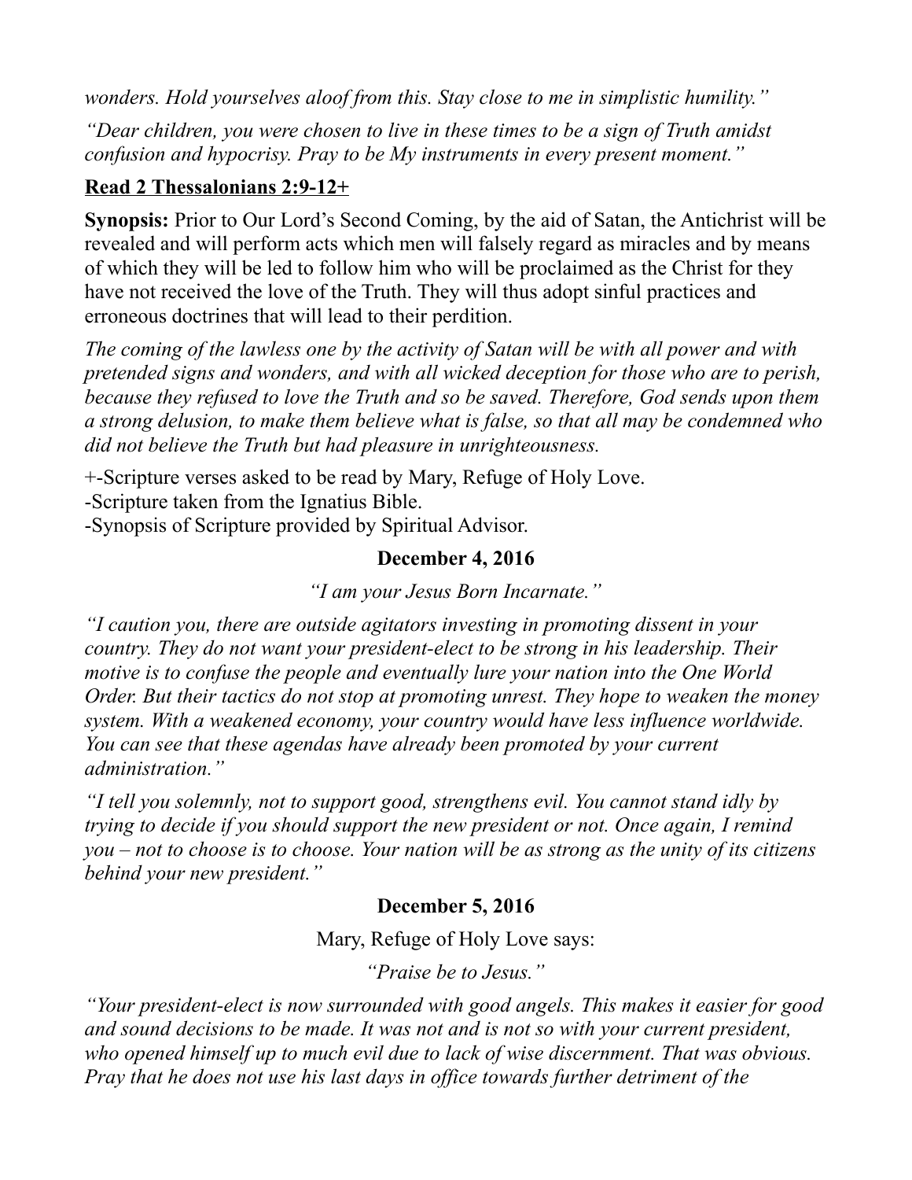*wonders. Hold yourselves aloof from this. Stay close to me in simplistic humility."*

*"Dear children, you were chosen to live in these times to be a sign of Truth amidst confusion and hypocrisy. Pray to be My instruments in every present moment."*

**Read 2 Thessalonians 2:9-12+**

**Synopsis:** Prior to Our Lord's Second Coming, by the aid of Satan, the Antichrist will be revealed and will perform acts which men will falsely regard as miracles and by means of which they will be led to follow him who will be proclaimed as the Christ for they have not received the love of the Truth. They will thus adopt sinful practices and erroneous doctrines that will lead to their perdition.

*The coming of the lawless one by the activity of Satan will be with all power and with pretended signs and wonders, and with all wicked deception for those who are to perish, because they refused to love the Truth and so be saved. Therefore, God sends upon them a strong delusion, to make them believe what is false, so that all may be condemned who did not believe the Truth but had pleasure in unrighteousness.*

+-Scripture verses asked to be read by Mary, Refuge of Holy Love.
-Scripture taken from the Ignatius Bible.
-Synopsis of Scripture provided by Spiritual Advisor.

**December 4, 2016**

*"I am your Jesus Born Incarnate."*

*"I caution you, there are outside agitators investing in promoting dissent in your country. They do not want your president-elect to be strong in his leadership. Their motive is to confuse the people and eventually lure your nation into the One World Order. But their tactics do not stop at promoting unrest. They hope to weaken the money system. With a weakened economy, your country would have less influence worldwide. You can see that these agendas have already been promoted by your current administration."*

*"I tell you solemnly, not to support good, strengthens evil. You cannot stand idly by trying to decide if you should support the new president or not. Once again, I remind you – not to choose is to choose. Your nation will be as strong as the unity of its citizens behind your new president."*

**December 5, 2016**

Mary, Refuge of Holy Love says:

*"Praise be to Jesus."*

*"Your president-elect is now surrounded with good angels. This makes it easier for good and sound decisions to be made. It was not and is not so with your current president, who opened himself up to much evil due to lack of wise discernment. That was obvious. Pray that he does not use his last days in office towards further detriment of the*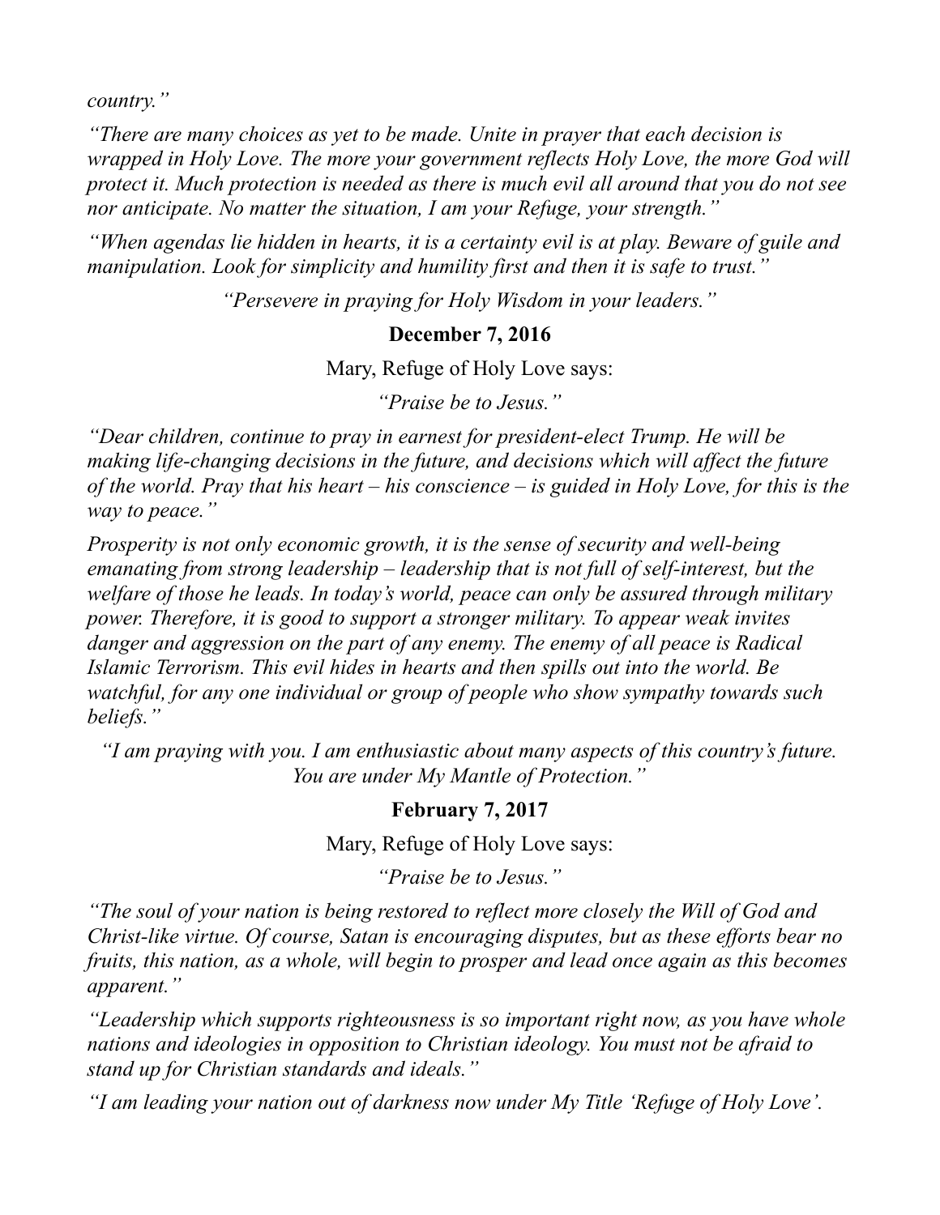*country."*

*"There are many choices as yet to be made. Unite in prayer that each decision is wrapped in Holy Love. The more your government reflects Holy Love, the more God will protect it. Much protection is needed as there is much evil all around that you do not see nor anticipate. No matter the situation, I am your Refuge, your strength."*

*"When agendas lie hidden in hearts, it is a certainty evil is at play. Beware of guile and manipulation. Look for simplicity and humility first and then it is safe to trust."*

*"Persevere in praying for Holy Wisdom in your leaders."*

**December 7, 2016**

Mary, Refuge of Holy Love says:

*"Praise be to Jesus."*

*"Dear children, continue to pray in earnest for president-elect Trump. He will be making life-changing decisions in the future, and decisions which will affect the future of the world. Pray that his heart – his conscience – is guided in Holy Love, for this is the way to peace."*

*Prosperity is not only economic growth, it is the sense of security and well-being emanating from strong leadership – leadership that is not full of self-interest, but the welfare of those he leads. In today's world, peace can only be assured through military power. Therefore, it is good to support a stronger military. To appear weak invites danger and aggression on the part of any enemy. The enemy of all peace is Radical Islamic Terrorism. This evil hides in hearts and then spills out into the world. Be watchful, for any one individual or group of people who show sympathy towards such beliefs."*

*"I am praying with you. I am enthusiastic about many aspects of this country's future. You are under My Mantle of Protection."*

**February 7, 2017**

Mary, Refuge of Holy Love says:

*"Praise be to Jesus."*

*"The soul of your nation is being restored to reflect more closely the Will of God and Christ-like virtue. Of course, Satan is encouraging disputes, but as these efforts bear no fruits, this nation, as a whole, will begin to prosper and lead once again as this becomes apparent."*

*"Leadership which supports righteousness is so important right now, as you have whole nations and ideologies in opposition to Christian ideology. You must not be afraid to stand up for Christian standards and ideals."*

*"I am leading your nation out of darkness now under My Title 'Refuge of Holy Love'.*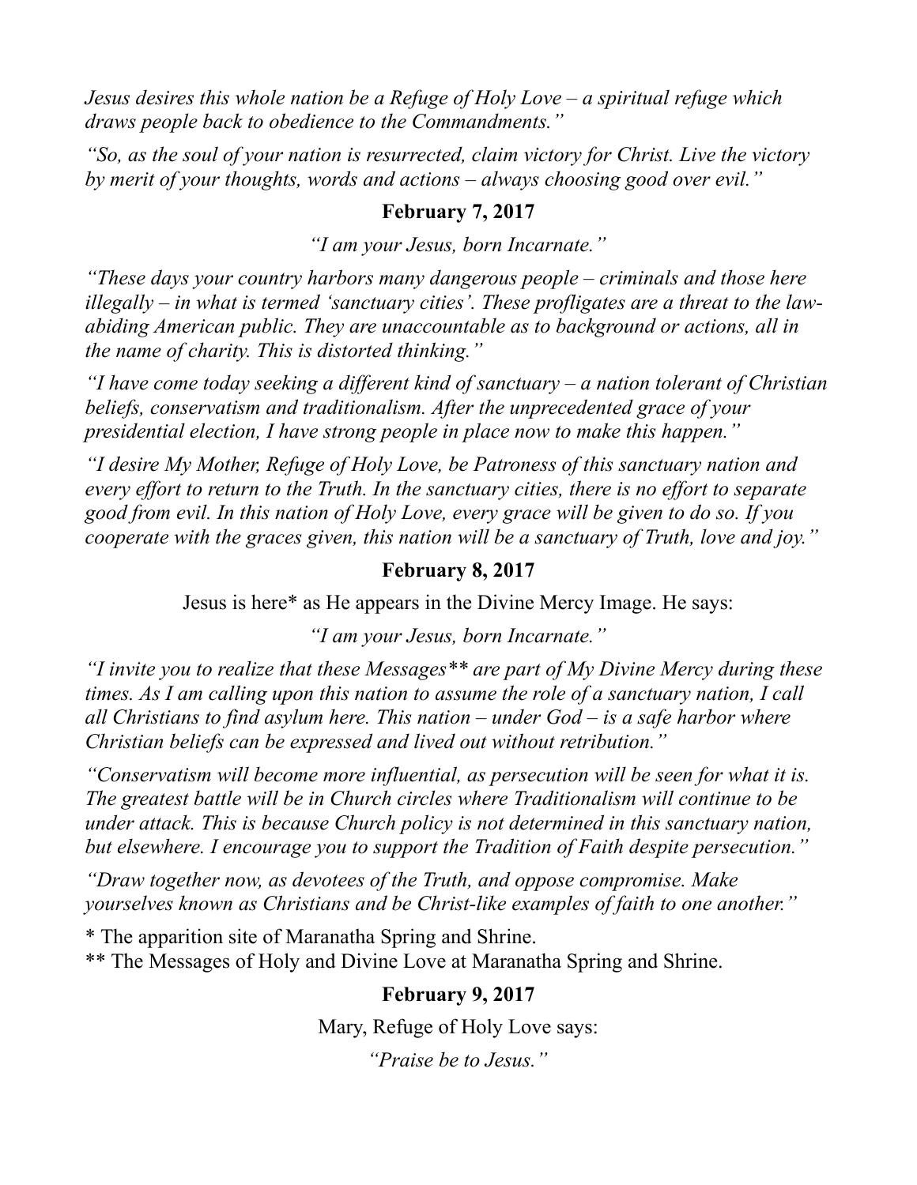*Jesus desires this whole nation be a Refuge of Holy Love – a spiritual refuge which draws people back to obedience to the Commandments."*

*"So, as the soul of your nation is resurrected, claim victory for Christ. Live the victory by merit of your thoughts, words and actions – always choosing good over evil."*

**February 7, 2017**

*"I am your Jesus, born Incarnate."*

*"These days your country harbors many dangerous people – criminals and those here illegally – in what is termed 'sanctuary cities'. These profligates are a threat to the law-abiding American public. They are unaccountable as to background or actions, all in the name of charity. This is distorted thinking."*

*"I have come today seeking a different kind of sanctuary – a nation tolerant of Christian beliefs, conservatism and traditionalism. After the unprecedented grace of your presidential election, I have strong people in place now to make this happen."*

*"I desire My Mother, Refuge of Holy Love, be Patroness of this sanctuary nation and every effort to return to the Truth. In the sanctuary cities, there is no effort to separate good from evil. In this nation of Holy Love, every grace will be given to do so. If you cooperate with the graces given, this nation will be a sanctuary of Truth, love and joy."*

**February 8, 2017**

Jesus is here* as He appears in the Divine Mercy Image. He says:

*"I am your Jesus, born Incarnate."*

*"I invite you to realize that these Messages** are part of My Divine Mercy during these times. As I am calling upon this nation to assume the role of a sanctuary nation, I call all Christians to find asylum here. This nation – under God – is a safe harbor where Christian beliefs can be expressed and lived out without retribution."*

*"Conservatism will become more influential, as persecution will be seen for what it is. The greatest battle will be in Church circles where Traditionalism will continue to be under attack. This is because Church policy is not determined in this sanctuary nation, but elsewhere. I encourage you to support the Tradition of Faith despite persecution."*

*"Draw together now, as devotees of the Truth, and oppose compromise. Make yourselves known as Christians and be Christ-like examples of faith to one another."*

* The apparition site of Maranatha Spring and Shrine.
** The Messages of Holy and Divine Love at Maranatha Spring and Shrine.

**February 9, 2017**

Mary, Refuge of Holy Love says:

*"Praise be to Jesus."*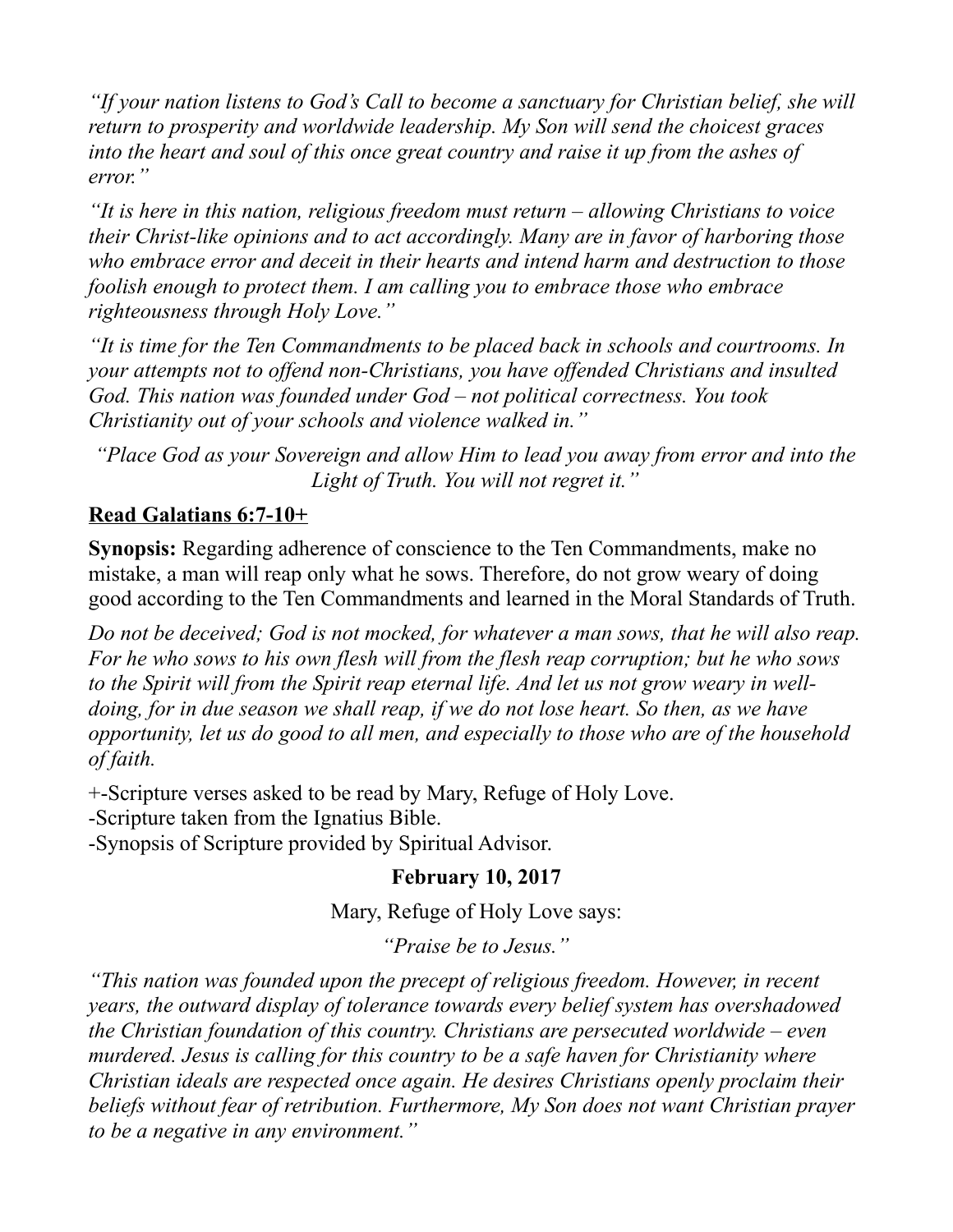*"If your nation listens to God's Call to become a sanctuary for Christian belief, she will return to prosperity and worldwide leadership. My Son will send the choicest graces into the heart and soul of this once great country and raise it up from the ashes of error."*

*"It is here in this nation, religious freedom must return – allowing Christians to voice their Christ-like opinions and to act accordingly. Many are in favor of harboring those who embrace error and deceit in their hearts and intend harm and destruction to those foolish enough to protect them. I am calling you to embrace those who embrace righteousness through Holy Love."*

*"It is time for the Ten Commandments to be placed back in schools and courtrooms. In your attempts not to offend non-Christians, you have offended Christians and insulted God. This nation was founded under God – not political correctness. You took Christianity out of your schools and violence walked in."*

*"Place God as your Sovereign and allow Him to lead you away from error and into the Light of Truth. You will not regret it."*

**Read Galatians 6:7-10+**

**Synopsis:** Regarding adherence of conscience to the Ten Commandments, make no mistake, a man will reap only what he sows. Therefore, do not grow weary of doing good according to the Ten Commandments and learned in the Moral Standards of Truth.

*Do not be deceived; God is not mocked, for whatever a man sows, that he will also reap. For he who sows to his own flesh will from the flesh reap corruption; but he who sows to the Spirit will from the Spirit reap eternal life. And let us not grow weary in well-doing, for in due season we shall reap, if we do not lose heart. So then, as we have opportunity, let us do good to all men, and especially to those who are of the household of faith.*

+-Scripture verses asked to be read by Mary, Refuge of Holy Love.
-Scripture taken from the Ignatius Bible.
-Synopsis of Scripture provided by Spiritual Advisor.

**February 10, 2017**

Mary, Refuge of Holy Love says:

*"Praise be to Jesus."*

*"This nation was founded upon the precept of religious freedom. However, in recent years, the outward display of tolerance towards every belief system has overshadowed the Christian foundation of this country. Christians are persecuted worldwide – even murdered. Jesus is calling for this country to be a safe haven for Christianity where Christian ideals are respected once again. He desires Christians openly proclaim their beliefs without fear of retribution. Furthermore, My Son does not want Christian prayer to be a negative in any environment."*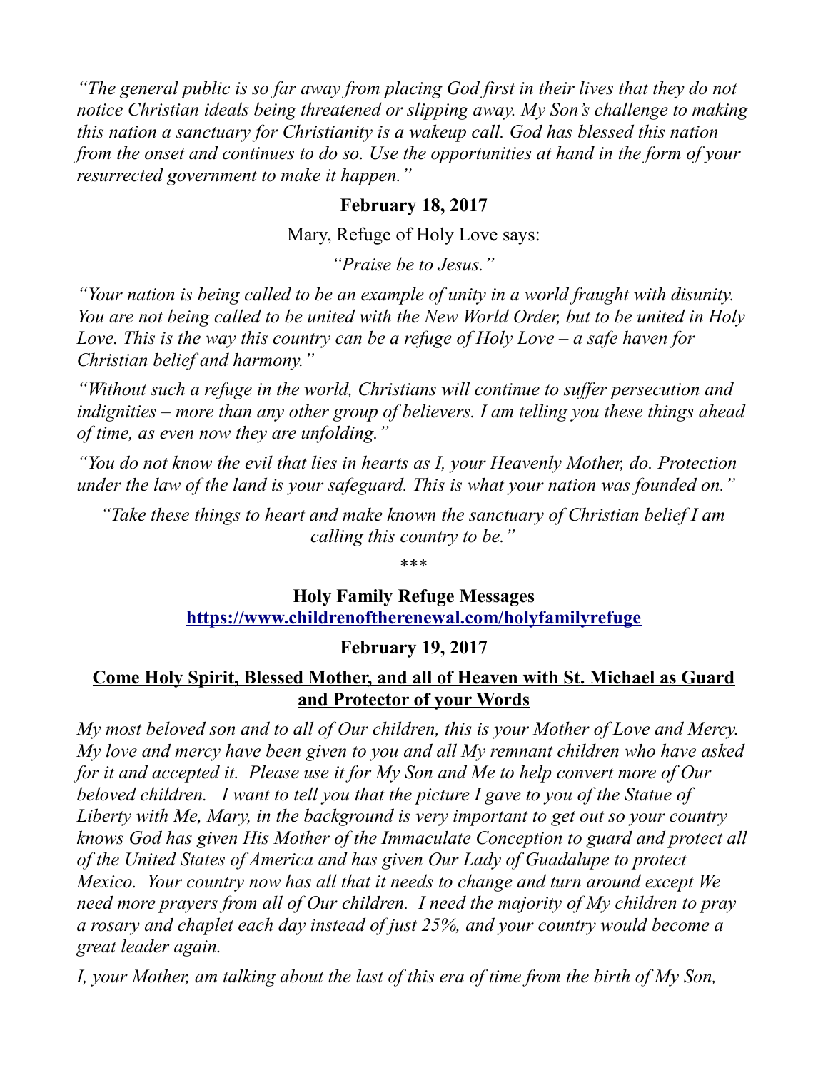*"The general public is so far away from placing God first in their lives that they do not notice Christian ideals being threatened or slipping away. My Son's challenge to making this nation a sanctuary for Christianity is a wakeup call. God has blessed this nation from the onset and continues to do so. Use the opportunities at hand in the form of your resurrected government to make it happen."*

**February 18, 2017**

Mary, Refuge of Holy Love says:

*"Praise be to Jesus."*

*"Your nation is being called to be an example of unity in a world fraught with disunity. You are not being called to be united with the New World Order, but to be united in Holy Love. This is the way this country can be a refuge of Holy Love – a safe haven for Christian belief and harmony."*

*"Without such a refuge in the world, Christians will continue to suffer persecution and indignities – more than any other group of believers. I am telling you these things ahead of time, as even now they are unfolding."*

*"You do not know the evil that lies in hearts as I, your Heavenly Mother, do. Protection under the law of the land is your safeguard. This is what your nation was founded on."*

*"Take these things to heart and make known the sanctuary of Christian belief I am calling this country to be."*

\*\*\*

**Holy Family Refuge Messages**
**https://www.childrenoftherenewal.com/holyfamilyrefuge**

**February 19, 2017**

**Come Holy Spirit, Blessed Mother, and all of Heaven with St. Michael as Guard and Protector of your Words**

*My most beloved son and to all of Our children, this is your Mother of Love and Mercy. My love and mercy have been given to you and all My remnant children who have asked for it and accepted it. Please use it for My Son and Me to help convert more of Our beloved children. I want to tell you that the picture I gave to you of the Statue of Liberty with Me, Mary, in the background is very important to get out so your country knows God has given His Mother of the Immaculate Conception to guard and protect all of the United States of America and has given Our Lady of Guadalupe to protect Mexico. Your country now has all that it needs to change and turn around except We need more prayers from all of Our children. I need the majority of My children to pray a rosary and chaplet each day instead of just 25%, and your country would become a great leader again.*

*I, your Mother, am talking about the last of this era of time from the birth of My Son,*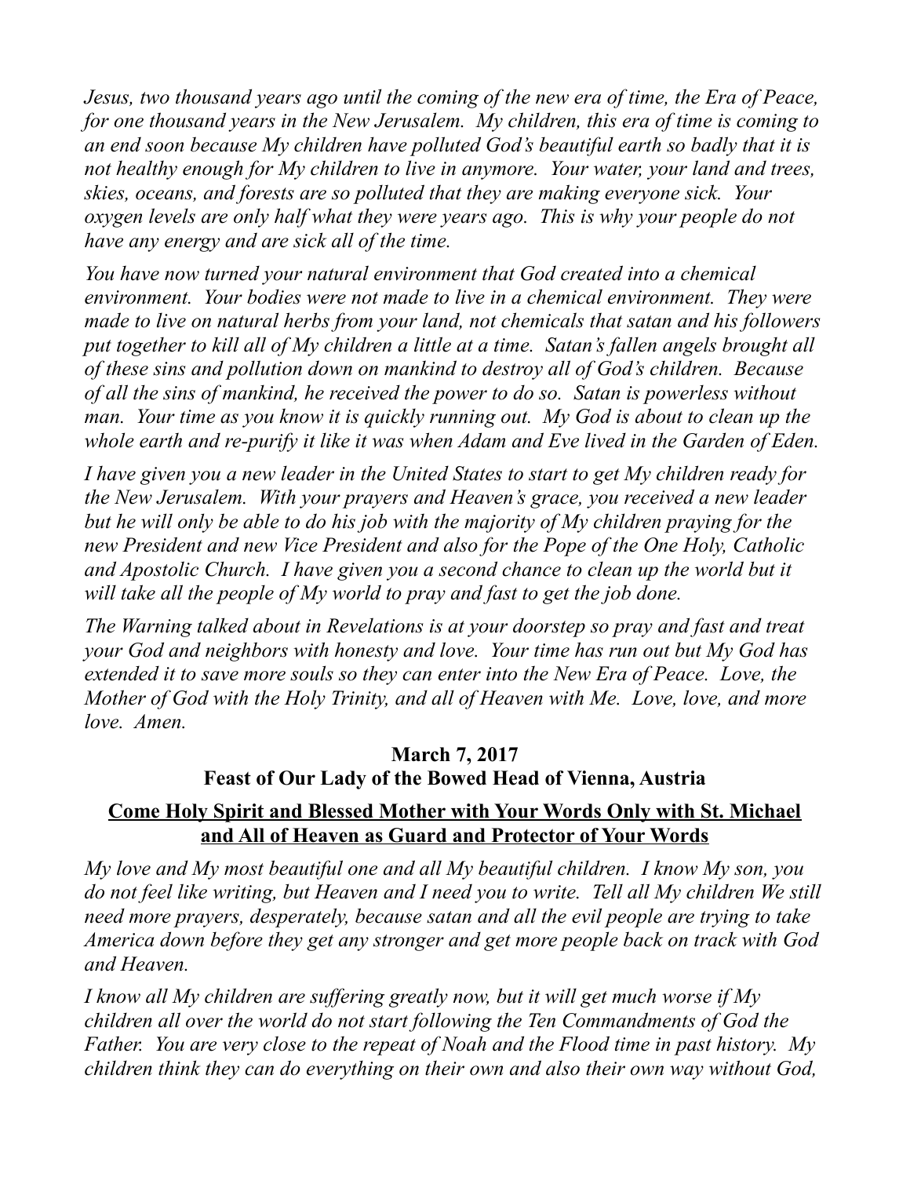*Jesus, two thousand years ago until the coming of the new era of time, the Era of Peace, for one thousand years in the New Jerusalem. My children, this era of time is coming to an end soon because My children have polluted God's beautiful earth so badly that it is not healthy enough for My children to live in anymore. Your water, your land and trees, skies, oceans, and forests are so polluted that they are making everyone sick. Your oxygen levels are only half what they were years ago. This is why your people do not have any energy and are sick all of the time.*

*You have now turned your natural environment that God created into a chemical environment. Your bodies were not made to live in a chemical environment. They were made to live on natural herbs from your land, not chemicals that satan and his followers put together to kill all of My children a little at a time. Satan's fallen angels brought all of these sins and pollution down on mankind to destroy all of God's children. Because of all the sins of mankind, he received the power to do so. Satan is powerless without man. Your time as you know it is quickly running out. My God is about to clean up the whole earth and re-purify it like it was when Adam and Eve lived in the Garden of Eden.*

*I have given you a new leader in the United States to start to get My children ready for the New Jerusalem. With your prayers and Heaven's grace, you received a new leader but he will only be able to do his job with the majority of My children praying for the new President and new Vice President and also for the Pope of the One Holy, Catholic and Apostolic Church. I have given you a second chance to clean up the world but it will take all the people of My world to pray and fast to get the job done.*

*The Warning talked about in Revelations is at your doorstep so pray and fast and treat your God and neighbors with honesty and love. Your time has run out but My God has extended it to save more souls so they can enter into the New Era of Peace. Love, the Mother of God with the Holy Trinity, and all of Heaven with Me. Love, love, and more love. Amen.*

**March 7, 2017**

**Feast of Our Lady of the Bowed Head of Vienna, Austria**

**<u>Come Holy Spirit and Blessed Mother with Your Words Only with St. Michael and All of Heaven as Guard and Protector of Your Words</u>**

*My love and My most beautiful one and all My beautiful children. I know My son, you do not feel like writing, but Heaven and I need you to write. Tell all My children We still need more prayers, desperately, because satan and all the evil people are trying to take America down before they get any stronger and get more people back on track with God and Heaven.*

*I know all My children are suffering greatly now, but it will get much worse if My children all over the world do not start following the Ten Commandments of God the Father. You are very close to the repeat of Noah and the Flood time in past history. My children think they can do everything on their own and also their own way without God,*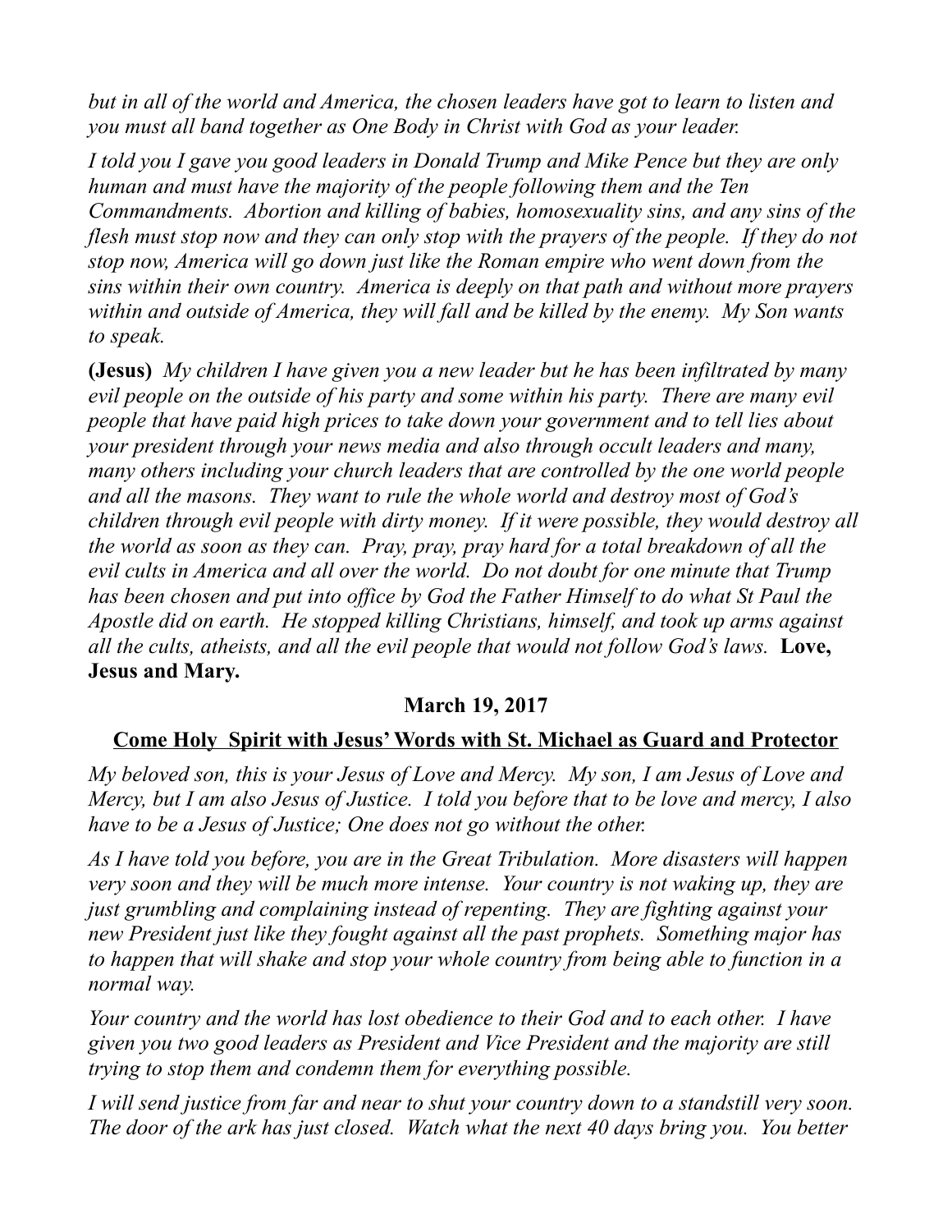*but in all of the world and America, the chosen leaders have got to learn to listen and you must all band together as One Body in Christ with God as your leader.*

*I told you I gave you good leaders in Donald Trump and Mike Pence but they are only human and must have the majority of the people following them and the Ten Commandments. Abortion and killing of babies, homosexuality sins, and any sins of the flesh must stop now and they can only stop with the prayers of the people. If they do not stop now, America will go down just like the Roman empire who went down from the sins within their own country. America is deeply on that path and without more prayers within and outside of America, they will fall and be killed by the enemy. My Son wants to speak.*

**(Jesus)** *My children I have given you a new leader but he has been infiltrated by many evil people on the outside of his party and some within his party. There are many evil people that have paid high prices to take down your government and to tell lies about your president through your news media and also through occult leaders and many, many others including your church leaders that are controlled by the one world people and all the masons. They want to rule the whole world and destroy most of God's children through evil people with dirty money. If it were possible, they would destroy all the world as soon as they can. Pray, pray, pray hard for a total breakdown of all the evil cults in America and all over the world. Do not doubt for one minute that Trump has been chosen and put into office by God the Father Himself to do what St Paul the Apostle did on earth. He stopped killing Christians, himself, and took up arms against all the cults, atheists, and all the evil people that would not follow God's laws.* **Love, Jesus and Mary.**

## March 19, 2017

## Come Holy Spirit with Jesus' Words with St. Michael as Guard and Protector

*My beloved son, this is your Jesus of Love and Mercy. My son, I am Jesus of Love and Mercy, but I am also Jesus of Justice. I told you before that to be love and mercy, I also have to be a Jesus of Justice; One does not go without the other.*

*As I have told you before, you are in the Great Tribulation. More disasters will happen very soon and they will be much more intense. Your country is not waking up, they are just grumbling and complaining instead of repenting. They are fighting against your new President just like they fought against all the past prophets. Something major has to happen that will shake and stop your whole country from being able to function in a normal way.*

*Your country and the world has lost obedience to their God and to each other. I have given you two good leaders as President and Vice President and the majority are still trying to stop them and condemn them for everything possible.*

*I will send justice from far and near to shut your country down to a standstill very soon. The door of the ark has just closed. Watch what the next 40 days bring you. You better*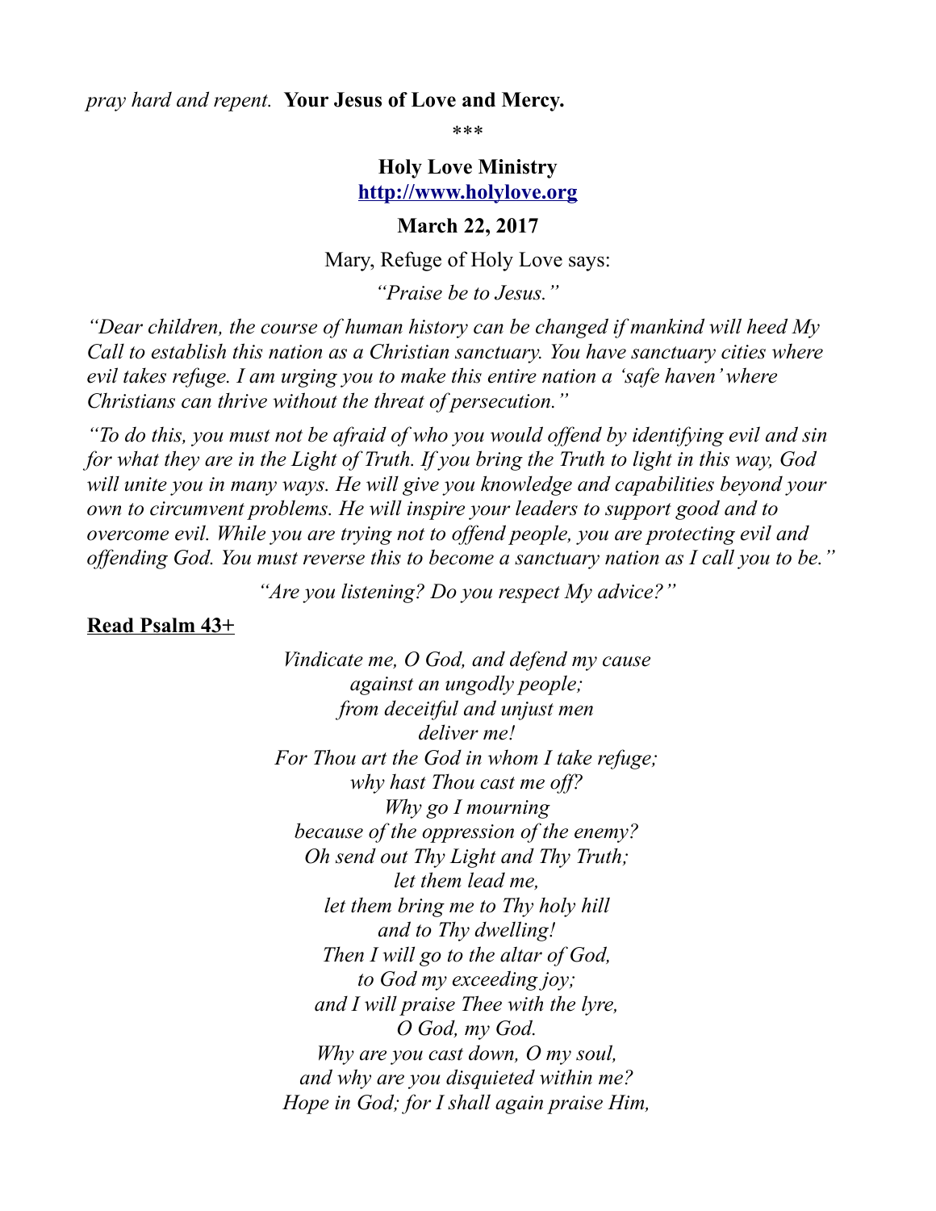*pray hard and repent.* **Your Jesus of Love and Mercy.**

\*\*\*

**Holy Love Ministry**
**[http://www.holylove.org](http://www.holylove.org)**

**March 22, 2017**

Mary, Refuge of Holy Love says:

*"Praise be to Jesus."*

*"Dear children, the course of human history can be changed if mankind will heed My Call to establish this nation as a Christian sanctuary. You have sanctuary cities where evil takes refuge. I am urging you to make this entire nation a 'safe haven' where Christians can thrive without the threat of persecution."*

*"To do this, you must not be afraid of who you would offend by identifying evil and sin for what they are in the Light of Truth. If you bring the Truth to light in this way, God will unite you in many ways. He will give you knowledge and capabilities beyond your own to circumvent problems. He will inspire your leaders to support good and to overcome evil. While you are trying not to offend people, you are protecting evil and offending God. You must reverse this to become a sanctuary nation as I call you to be."*

*"Are you listening? Do you respect My advice?"*

**Read Psalm 43+**

*Vindicate me, O God, and defend my cause*
*against an ungodly people;*
*from deceitful and unjust men*
*deliver me!*
*For Thou art the God in whom I take refuge;*
*why hast Thou cast me off?*
*Why go I mourning*
*because of the oppression of the enemy?*
*Oh send out Thy Light and Thy Truth;*
*let them lead me,*
*let them bring me to Thy holy hill*
*and to Thy dwelling!*
*Then I will go to the altar of God,*
*to God my exceeding joy;*
*and I will praise Thee with the lyre,*
*O God, my God.*
*Why are you cast down, O my soul,*
*and why are you disquieted within me?*
*Hope in God; for I shall again praise Him,*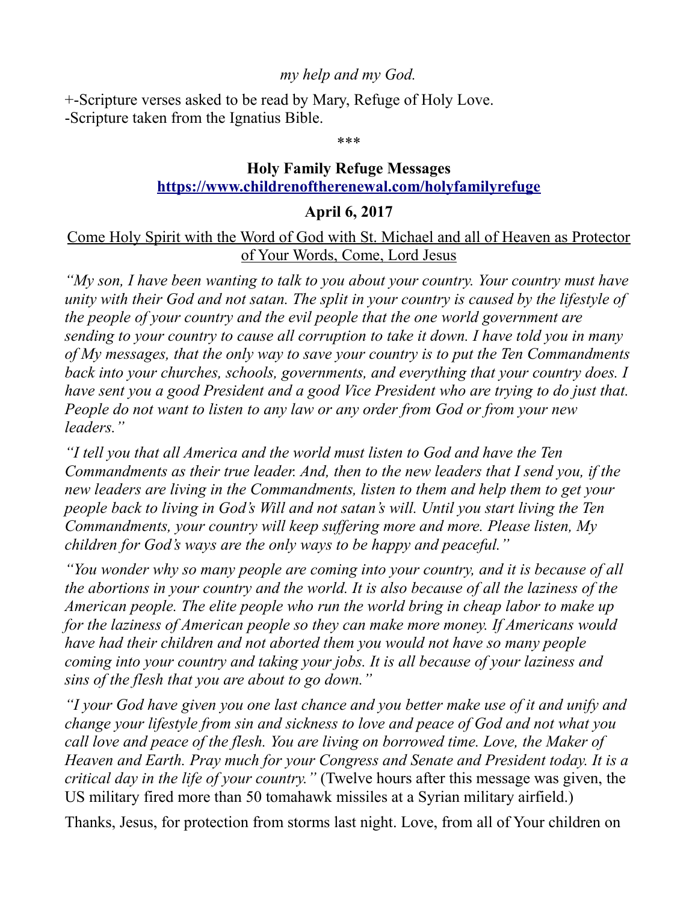*my help and my God.*

+-Scripture verses asked to be read by Mary, Refuge of Holy Love.
-Scripture taken from the Ignatius Bible.

\*\*\*

**Holy Family Refuge Messages**
**https://www.childrenoftherenewal.com/holyfamilyrefuge**

**April 6, 2017**

Come Holy Spirit with the Word of God with St. Michael and all of Heaven as Protector of Your Words, Come, Lord Jesus

*"My son, I have been wanting to talk to you about your country. Your country must have unity with their God and not satan. The split in your country is caused by the lifestyle of the people of your country and the evil people that the one world government are sending to your country to cause all corruption to take it down. I have told you in many of My messages, that the only way to save your country is to put the Ten Commandments back into your churches, schools, governments, and everything that your country does. I have sent you a good President and a good Vice President who are trying to do just that. People do not want to listen to any law or any order from God or from your new leaders."*

*"I tell you that all America and the world must listen to God and have the Ten Commandments as their true leader. And, then to the new leaders that I send you, if the new leaders are living in the Commandments, listen to them and help them to get your people back to living in God's Will and not satan's will. Until you start living the Ten Commandments, your country will keep suffering more and more. Please listen, My children for God's ways are the only ways to be happy and peaceful."*

*"You wonder why so many people are coming into your country, and it is because of all the abortions in your country and the world. It is also because of all the laziness of the American people. The elite people who run the world bring in cheap labor to make up for the laziness of American people so they can make more money. If Americans would have had their children and not aborted them you would not have so many people coming into your country and taking your jobs. It is all because of your laziness and sins of the flesh that you are about to go down."*

*"I your God have given you one last chance and you better make use of it and unify and change your lifestyle from sin and sickness to love and peace of God and not what you call love and peace of the flesh. You are living on borrowed time. Love, the Maker of Heaven and Earth. Pray much for your Congress and Senate and President today. It is a critical day in the life of your country."* (Twelve hours after this message was given, the US military fired more than 50 tomahawk missiles at a Syrian military airfield.)

Thanks, Jesus, for protection from storms last night. Love, from all of Your children on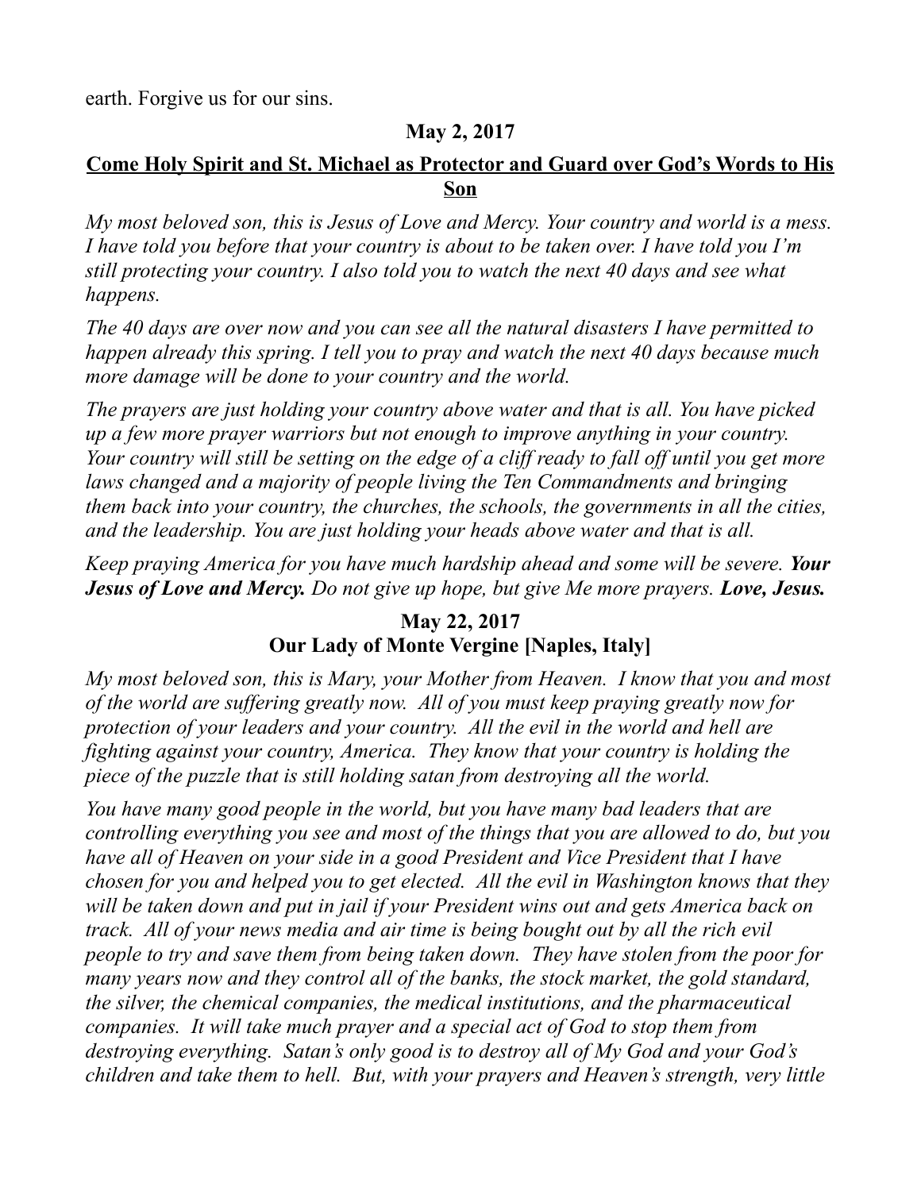earth. Forgive us for our sins.

**May 2, 2017**

**Come Holy Spirit and St. Michael as Protector and Guard over God's Words to His Son**

*My most beloved son, this is Jesus of Love and Mercy. Your country and world is a mess. I have told you before that your country is about to be taken over. I have told you I'm still protecting your country. I also told you to watch the next 40 days and see what happens.*

*The 40 days are over now and you can see all the natural disasters I have permitted to happen already this spring. I tell you to pray and watch the next 40 days because much more damage will be done to your country and the world.*

*The prayers are just holding your country above water and that is all. You have picked up a few more prayer warriors but not enough to improve anything in your country. Your country will still be setting on the edge of a cliff ready to fall off until you get more laws changed and a majority of people living the Ten Commandments and bringing them back into your country, the churches, the schools, the governments in all the cities, and the leadership. You are just holding your heads above water and that is all.*

*Keep praying America for you have much hardship ahead and some will be severe.* ***Your Jesus of Love and Mercy.*** *Do not give up hope, but give Me more prayers.* ***Love, Jesus.***

**May 22, 2017**
**Our Lady of Monte Vergine [Naples, Italy]**

*My most beloved son, this is Mary, your Mother from Heaven. I know that you and most of the world are suffering greatly now. All of you must keep praying greatly now for protection of your leaders and your country. All the evil in the world and hell are fighting against your country, America. They know that your country is holding the piece of the puzzle that is still holding satan from destroying all the world.*

*You have many good people in the world, but you have many bad leaders that are controlling everything you see and most of the things that you are allowed to do, but you have all of Heaven on your side in a good President and Vice President that I have chosen for you and helped you to get elected. All the evil in Washington knows that they will be taken down and put in jail if your President wins out and gets America back on track. All of your news media and air time is being bought out by all the rich evil people to try and save them from being taken down. They have stolen from the poor for many years now and they control all of the banks, the stock market, the gold standard, the silver, the chemical companies, the medical institutions, and the pharmaceutical companies. It will take much prayer and a special act of God to stop them from destroying everything. Satan's only good is to destroy all of My God and your God's children and take them to hell. But, with your prayers and Heaven's strength, very little*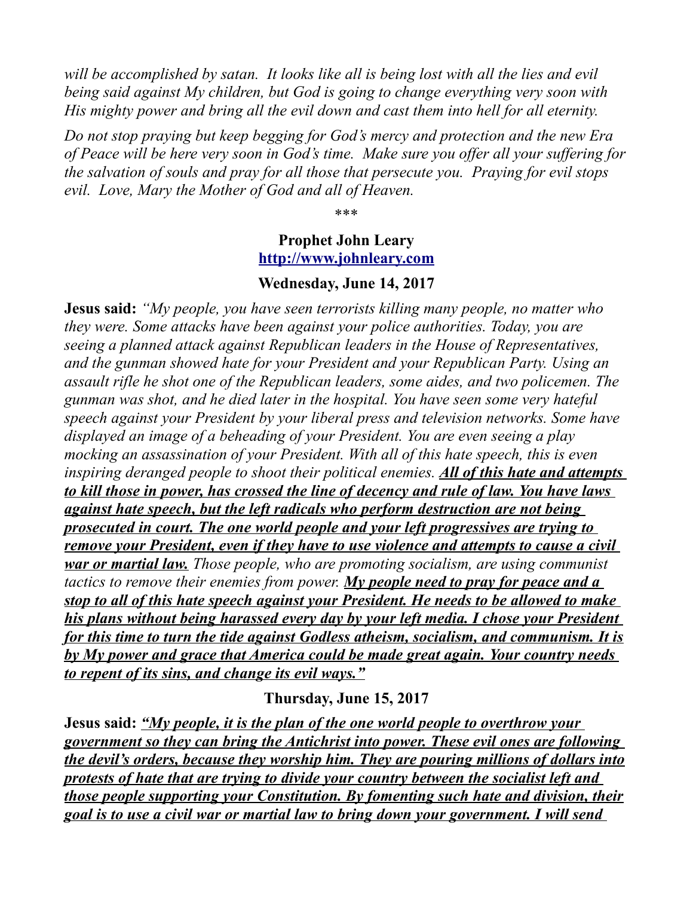*will be accomplished by satan. It looks like all is being lost with all the lies and evil being said against My children, but God is going to change everything very soon with His mighty power and bring all the evil down and cast them into hell for all eternity.*

*Do not stop praying but keep begging for God's mercy and protection and the new Era of Peace will be here very soon in God's time. Make sure you offer all your suffering for the salvation of souls and pray for all those that persecute you. Praying for evil stops evil. Love, Mary the Mother of God and all of Heaven.*

\*\*\*

**Prophet John Leary**
**http://www.johnleary.com**

**Wednesday, June 14, 2017**

**Jesus said:** *"My people, you have seen terrorists killing many people, no matter who they were. Some attacks have been against your police authorities. Today, you are seeing a planned attack against Republican leaders in the House of Representatives, and the gunman showed hate for your President and your Republican Party. Using an assault rifle he shot one of the Republican leaders, some aides, and two policemen. The gunman was shot, and he died later in the hospital. You have seen some very hateful speech against your President by your liberal press and television networks. Some have displayed an image of a beheading of your President. You are even seeing a play mocking an assassination of your President. With all of this hate speech, this is even inspiring deranged people to shoot their political enemies.* ***<u>All of this hate and attempts to kill those in power, has crossed the line of decency and rule of law. You have laws against hate speech, but the left radicals who perform destruction are not being prosecuted in court. The one world people and your left progressives are trying to remove your President, even if they have to use violence and attempts to cause a civil war or martial law.</u>*** *Those people, who are promoting socialism, are using communist tactics to remove their enemies from power.* ***<u>My people need to pray for peace and a stop to all of this hate speech against your President. He needs to be allowed to make his plans without being harassed every day by your left media. I chose your President for this time to turn the tide against Godless atheism, socialism, and communism. It is by My power and grace that America could be made great again. Your country needs to repent of its sins, and change its evil ways."</u>***

**Thursday, June 15, 2017**

**Jesus said:** ***<u>"My people, it is the plan of the one world people to overthrow your government so they can bring the Antichrist into power. These evil ones are following the devil's orders, because they worship him. They are pouring millions of dollars into protests of hate that are trying to divide your country between the socialist left and those people supporting your Constitution. By fomenting such hate and division, their goal is to use a civil war or martial law to bring down your government. I will send</u>***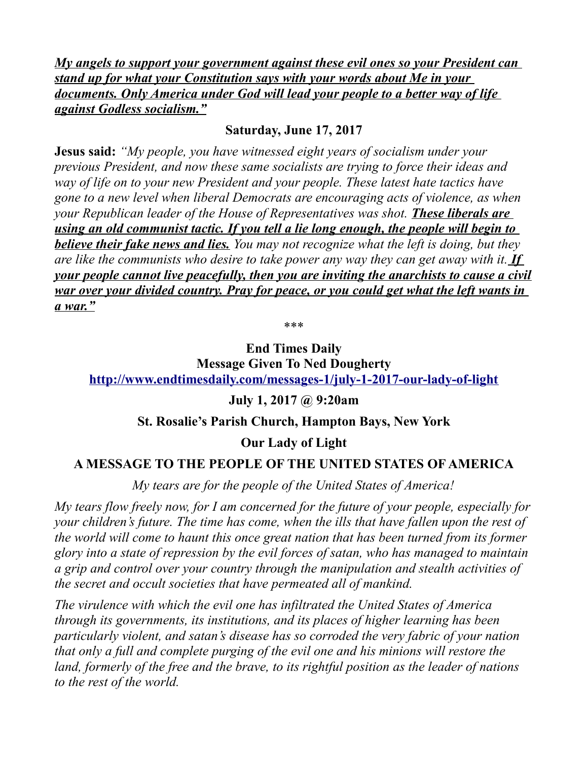***My angels to support your government against these evil ones so your President can stand up for what your Constitution says with your words about Me in your documents. Only America under God will lead your people to a better way of life against Godless socialism."***

**Saturday, June 17, 2017**

**Jesus said:** *"My people, you have witnessed eight years of socialism under your previous President, and now these same socialists are trying to force their ideas and way of life on to your new President and your people. These latest hate tactics have gone to a new level when liberal Democrats are encouraging acts of violence, as when your Republican leader of the House of Representatives was shot.* ***These liberals are using an old communist tactic. If you tell a lie long enough, the people will begin to believe their fake news and lies.*** *You may not recognize what the left is doing, but they are like the communists who desire to take power any way they can get away with it.* ***If your people cannot live peacefully, then you are inviting the anarchists to cause a civil war over your divided country. Pray for peace, or you could get what the left wants in a war."***

\*\*\*

**End Times Daily**

**Message Given To Ned Dougherty**

**http://www.endtimesdaily.com/messages-1/july-1-2017-our-lady-of-light**

**July 1, 2017 @ 9:20am**

**St. Rosalie's Parish Church, Hampton Bays, New York**

**Our Lady of Light**

**A MESSAGE TO THE PEOPLE OF THE UNITED STATES OF AMERICA**

*My tears are for the people of the United States of America!*

*My tears flow freely now, for I am concerned for the future of your people, especially for your children's future. The time has come, when the ills that have fallen upon the rest of the world will come to haunt this once great nation that has been turned from its former glory into a state of repression by the evil forces of satan, who has managed to maintain a grip and control over your country through the manipulation and stealth activities of the secret and occult societies that have permeated all of mankind.*

*The virulence with which the evil one has infiltrated the United States of America through its governments, its institutions, and its places of higher learning has been particularly violent, and satan's disease has so corroded the very fabric of your nation that only a full and complete purging of the evil one and his minions will restore the land, formerly of the free and the brave, to its rightful position as the leader of nations to the rest of the world.*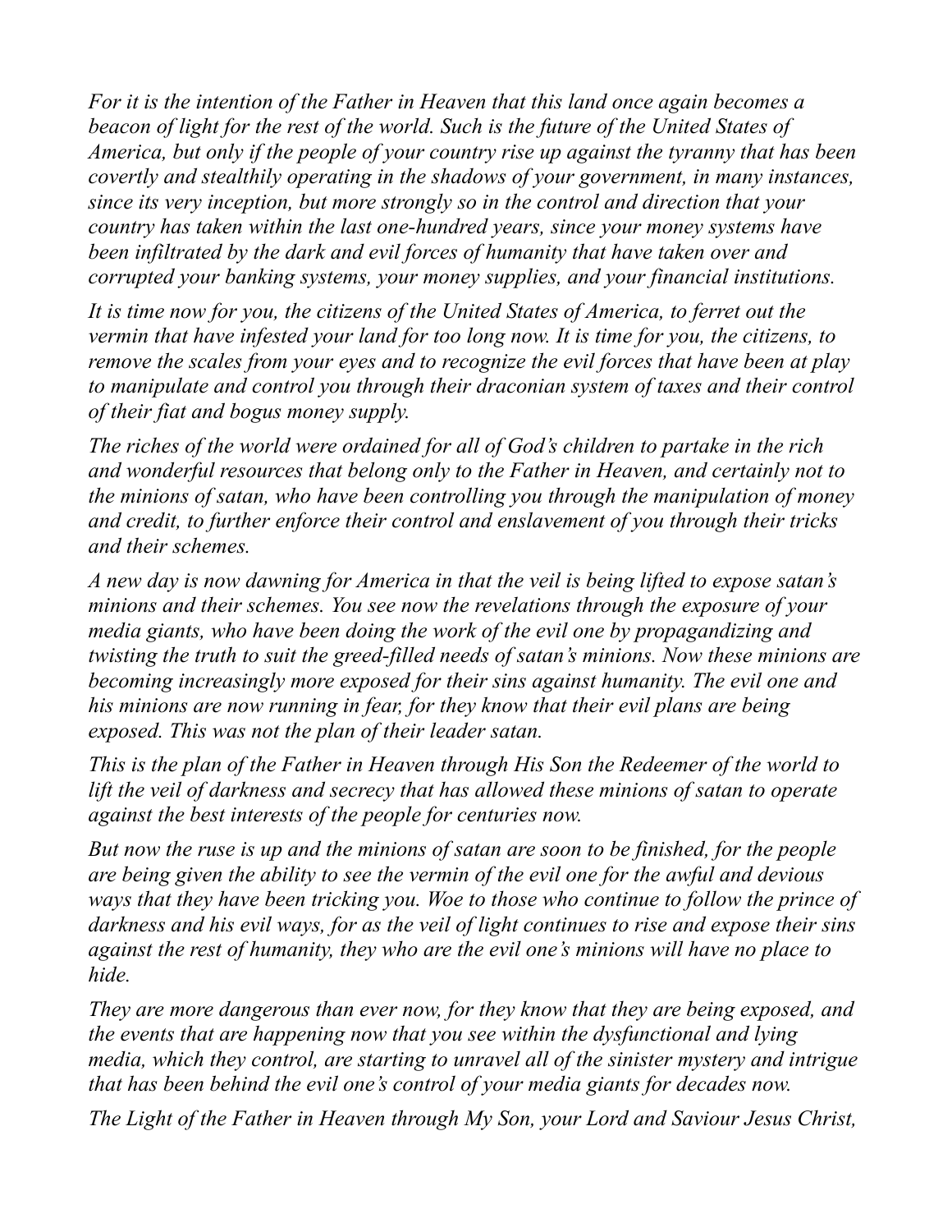*For it is the intention of the Father in Heaven that this land once again becomes a beacon of light for the rest of the world. Such is the future of the United States of America, but only if the people of your country rise up against the tyranny that has been covertly and stealthily operating in the shadows of your government, in many instances, since its very inception, but more strongly so in the control and direction that your country has taken within the last one-hundred years, since your money systems have been infiltrated by the dark and evil forces of humanity that have taken over and corrupted your banking systems, your money supplies, and your financial institutions.*

*It is time now for you, the citizens of the United States of America, to ferret out the vermin that have infested your land for too long now. It is time for you, the citizens, to remove the scales from your eyes and to recognize the evil forces that have been at play to manipulate and control you through their draconian system of taxes and their control of their fiat and bogus money supply.*

*The riches of the world were ordained for all of God's children to partake in the rich and wonderful resources that belong only to the Father in Heaven, and certainly not to the minions of satan, who have been controlling you through the manipulation of money and credit, to further enforce their control and enslavement of you through their tricks and their schemes.*

*A new day is now dawning for America in that the veil is being lifted to expose satan's minions and their schemes. You see now the revelations through the exposure of your media giants, who have been doing the work of the evil one by propagandizing and twisting the truth to suit the greed-filled needs of satan's minions. Now these minions are becoming increasingly more exposed for their sins against humanity. The evil one and his minions are now running in fear, for they know that their evil plans are being exposed. This was not the plan of their leader satan.*

*This is the plan of the Father in Heaven through His Son the Redeemer of the world to lift the veil of darkness and secrecy that has allowed these minions of satan to operate against the best interests of the people for centuries now.*

*But now the ruse is up and the minions of satan are soon to be finished, for the people are being given the ability to see the vermin of the evil one for the awful and devious ways that they have been tricking you. Woe to those who continue to follow the prince of darkness and his evil ways, for as the veil of light continues to rise and expose their sins against the rest of humanity, they who are the evil one's minions will have no place to hide.*

*They are more dangerous than ever now, for they know that they are being exposed, and the events that are happening now that you see within the dysfunctional and lying media, which they control, are starting to unravel all of the sinister mystery and intrigue that has been behind the evil one's control of your media giants for decades now.*

*The Light of the Father in Heaven through My Son, your Lord and Saviour Jesus Christ,*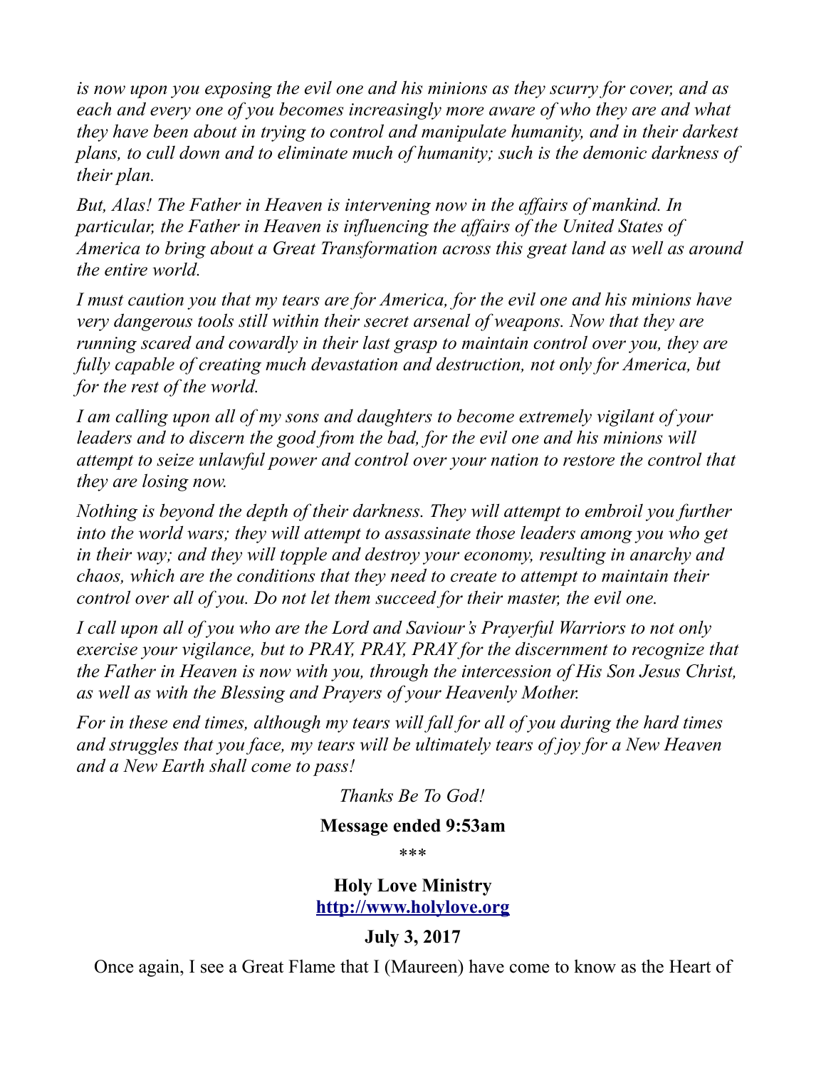*is now upon you exposing the evil one and his minions as they scurry for cover, and as each and every one of you becomes increasingly more aware of who they are and what they have been about in trying to control and manipulate humanity, and in their darkest plans, to cull down and to eliminate much of humanity; such is the demonic darkness of their plan.*

*But, Alas! The Father in Heaven is intervening now in the affairs of mankind. In particular, the Father in Heaven is influencing the affairs of the United States of America to bring about a Great Transformation across this great land as well as around the entire world.*

*I must caution you that my tears are for America, for the evil one and his minions have very dangerous tools still within their secret arsenal of weapons. Now that they are running scared and cowardly in their last grasp to maintain control over you, they are fully capable of creating much devastation and destruction, not only for America, but for the rest of the world.*

*I am calling upon all of my sons and daughters to become extremely vigilant of your leaders and to discern the good from the bad, for the evil one and his minions will attempt to seize unlawful power and control over your nation to restore the control that they are losing now.*

*Nothing is beyond the depth of their darkness. They will attempt to embroil you further into the world wars; they will attempt to assassinate those leaders among you who get in their way; and they will topple and destroy your economy, resulting in anarchy and chaos, which are the conditions that they need to create to attempt to maintain their control over all of you. Do not let them succeed for their master, the evil one.*

*I call upon all of you who are the Lord and Saviour's Prayerful Warriors to not only exercise your vigilance, but to PRAY, PRAY, PRAY for the discernment to recognize that the Father in Heaven is now with you, through the intercession of His Son Jesus Christ, as well as with the Blessing and Prayers of your Heavenly Mother.*

*For in these end times, although my tears will fall for all of you during the hard times and struggles that you face, my tears will be ultimately tears of joy for a New Heaven and a New Earth shall come to pass!*

*Thanks Be To God!*

**Message ended 9:53am**

\*\*\*

**Holy Love Ministry**
**[http://www.holylove.org](http://www.holylove.org)**

**July 3, 2017**

Once again, I see a Great Flame that I (Maureen) have come to know as the Heart of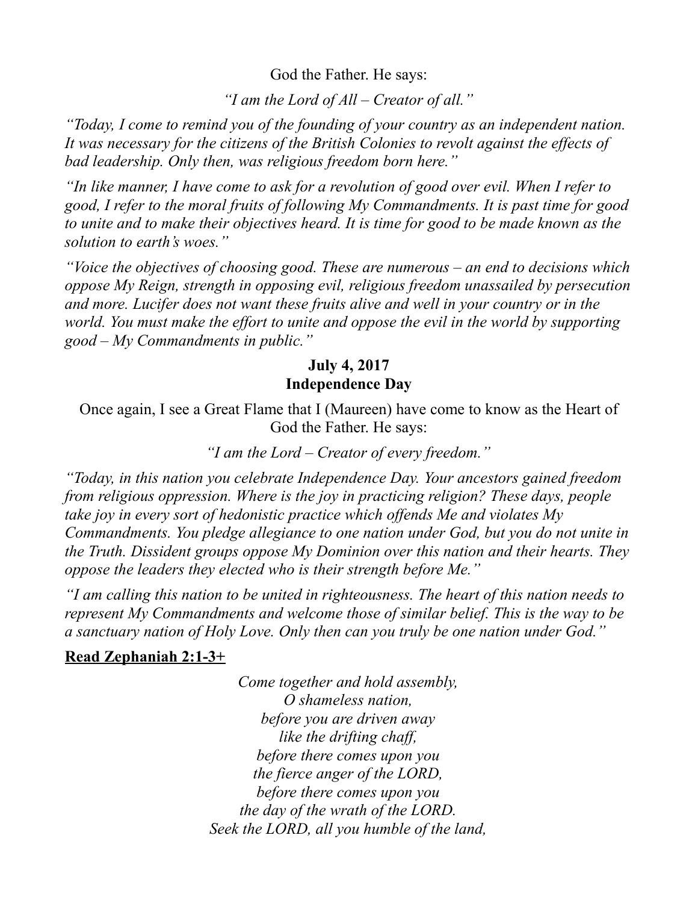God the Father. He says:

*"I am the Lord of All – Creator of all."*

*"Today, I come to remind you of the founding of your country as an independent nation. It was necessary for the citizens of the British Colonies to revolt against the effects of bad leadership. Only then, was religious freedom born here."*

*"In like manner, I have come to ask for a revolution of good over evil. When I refer to good, I refer to the moral fruits of following My Commandments. It is past time for good to unite and to make their objectives heard. It is time for good to be made known as the solution to earth's woes."*

*"Voice the objectives of choosing good. These are numerous – an end to decisions which oppose My Reign, strength in opposing evil, religious freedom unassailed by persecution and more. Lucifer does not want these fruits alive and well in your country or in the world. You must make the effort to unite and oppose the evil in the world by supporting good – My Commandments in public."*

**July 4, 2017**
**Independence Day**

Once again, I see a Great Flame that I (Maureen) have come to know as the Heart of God the Father. He says:

*"I am the Lord – Creator of every freedom."*

*"Today, in this nation you celebrate Independence Day. Your ancestors gained freedom from religious oppression. Where is the joy in practicing religion? These days, people take joy in every sort of hedonistic practice which offends Me and violates My Commandments. You pledge allegiance to one nation under God, but you do not unite in the Truth. Dissident groups oppose My Dominion over this nation and their hearts. They oppose the leaders they elected who is their strength before Me."*

*"I am calling this nation to be united in righteousness. The heart of this nation needs to represent My Commandments and welcome those of similar belief. This is the way to be a sanctuary nation of Holy Love. Only then can you truly be one nation under God."*

**Read Zephaniah 2:1-3+**

*Come together and hold assembly,*
*O shameless nation,*
*before you are driven away*
*like the drifting chaff,*
*before there comes upon you*
*the fierce anger of the LORD,*
*before there comes upon you*
*the day of the wrath of the LORD.*
*Seek the LORD, all you humble of the land,*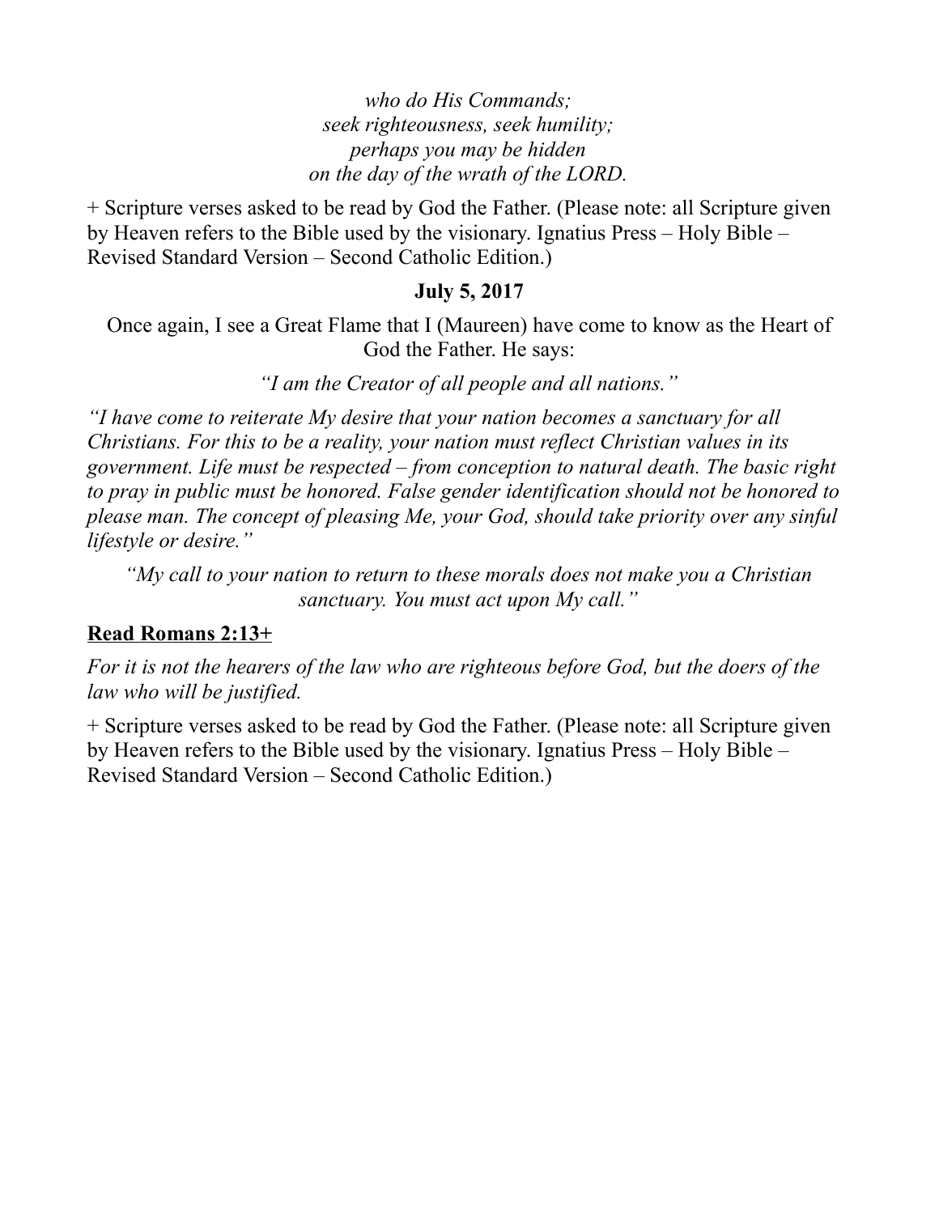*who do His Commands;*
*seek righteousness, seek humility;*
*perhaps you may be hidden*
*on the day of the wrath of the LORD.*

+ Scripture verses asked to be read by God the Father. (Please note: all Scripture given by Heaven refers to the Bible used by the visionary. Ignatius Press – Holy Bible – Revised Standard Version – Second Catholic Edition.)

**July 5, 2017**

Once again, I see a Great Flame that I (Maureen) have come to know as the Heart of God the Father. He says:

*"I am the Creator of all people and all nations."*

*"I have come to reiterate My desire that your nation becomes a sanctuary for all Christians. For this to be a reality, your nation must reflect Christian values in its government. Life must be respected – from conception to natural death. The basic right to pray in public must be honored. False gender identification should not be honored to please man. The concept of pleasing Me, your God, should take priority over any sinful lifestyle or desire."*

*"My call to your nation to return to these morals does not make you a Christian sanctuary. You must act upon My call."*

**Read Romans 2:13+**

*For it is not the hearers of the law who are righteous before God, but the doers of the law who will be justified.*

+ Scripture verses asked to be read by God the Father. (Please note: all Scripture given by Heaven refers to the Bible used by the visionary. Ignatius Press – Holy Bible – Revised Standard Version – Second Catholic Edition.)